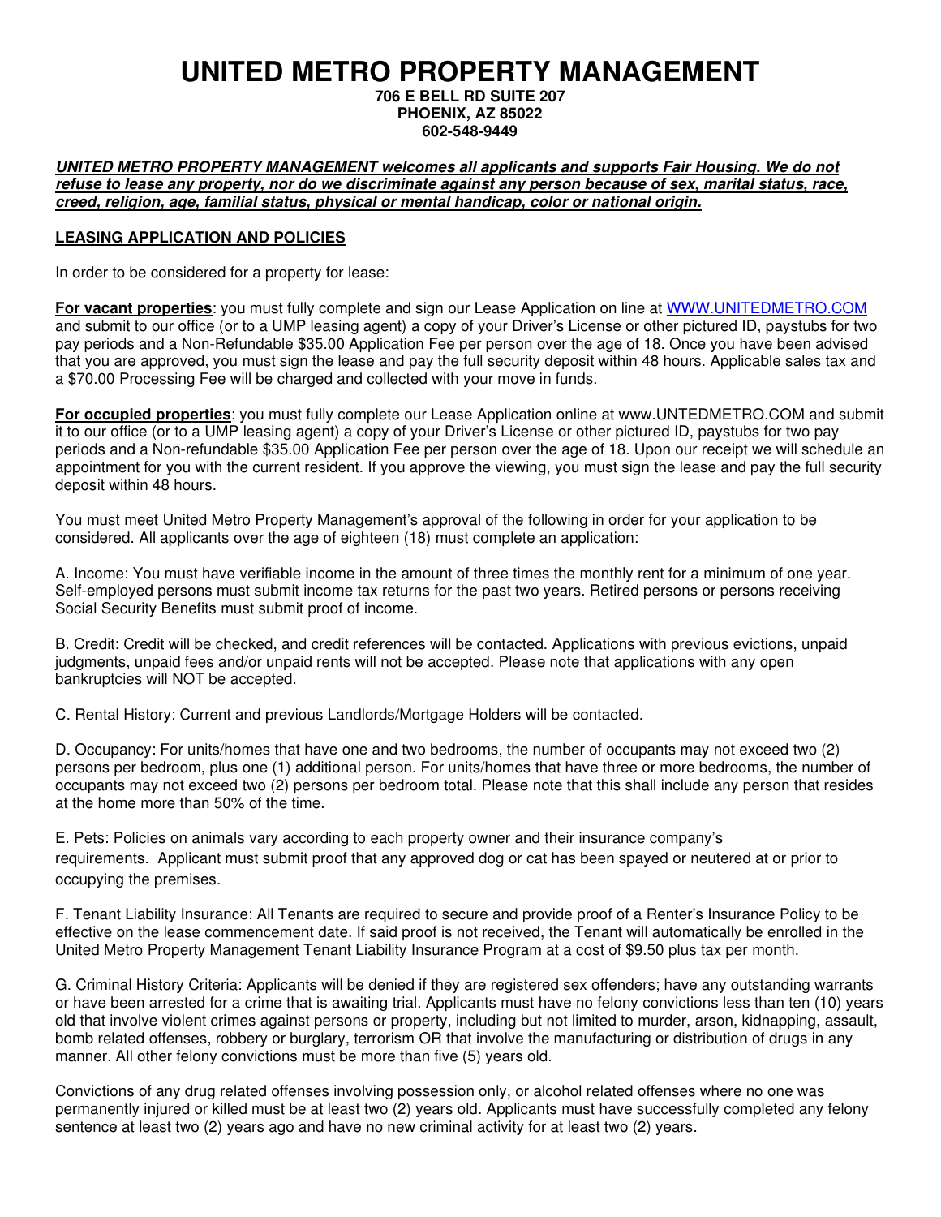# UNITED METRO PROPERTY MANAGEMENT

**706 E BELL RD SUITE 207**
**PHOENIX, AZ 85022**
**602-548-9449**

***UNITED METRO PROPERTY MANAGEMENT welcomes all applicants and supports Fair Housing. We do not refuse to lease any property, nor do we discriminate against any person because of sex, marital status, race, creed, religion, age, familial status, physical or mental handicap, color or national origin.***

## LEASING APPLICATION AND POLICIES

In order to be considered for a property for lease:

**For vacant properties**: you must fully complete and sign our Lease Application on line at WWW.UNITEDMETRO.COM and submit to our office (or to a UMP leasing agent) a copy of your Driver's License or other pictured ID, paystubs for two pay periods and a Non-Refundable $35.00 Application Fee per person over the age of 18. Once you have been advised that you are approved, you must sign the lease and pay the full security deposit within 48 hours. Applicable sales tax and a $70.00 Processing Fee will be charged and collected with your move in funds.

**For occupied properties**: you must fully complete our Lease Application online at www.UNTEDMETRO.COM and submit it to our office (or to a UMP leasing agent) a copy of your Driver's License or other pictured ID, paystubs for two pay periods and a Non-refundable $35.00 Application Fee per person over the age of 18. Upon our receipt we will schedule an appointment for you with the current resident. If you approve the viewing, you must sign the lease and pay the full security deposit within 48 hours.

You must meet United Metro Property Management's approval of the following in order for your application to be considered. All applicants over the age of eighteen (18) must complete an application:

A. Income: You must have verifiable income in the amount of three times the monthly rent for a minimum of one year. Self-employed persons must submit income tax returns for the past two years. Retired persons or persons receiving Social Security Benefits must submit proof of income.

B. Credit: Credit will be checked, and credit references will be contacted. Applications with previous evictions, unpaid judgments, unpaid fees and/or unpaid rents will not be accepted. Please note that applications with any open bankruptcies will NOT be accepted.

C. Rental History: Current and previous Landlords/Mortgage Holders will be contacted.

D. Occupancy: For units/homes that have one and two bedrooms, the number of occupants may not exceed two (2) persons per bedroom, plus one (1) additional person. For units/homes that have three or more bedrooms, the number of occupants may not exceed two (2) persons per bedroom total. Please note that this shall include any person that resides at the home more than 50% of the time.

E. Pets: Policies on animals vary according to each property owner and their insurance company's requirements. Applicant must submit proof that any approved dog or cat has been spayed or neutered at or prior to occupying the premises.

F. Tenant Liability Insurance: All Tenants are required to secure and provide proof of a Renter's Insurance Policy to be effective on the lease commencement date. If said proof is not received, the Tenant will automatically be enrolled in the United Metro Property Management Tenant Liability Insurance Program at a cost of $9.50 plus tax per month.

G. Criminal History Criteria: Applicants will be denied if they are registered sex offenders; have any outstanding warrants or have been arrested for a crime that is awaiting trial. Applicants must have no felony convictions less than ten (10) years old that involve violent crimes against persons or property, including but not limited to murder, arson, kidnapping, assault, bomb related offenses, robbery or burglary, terrorism OR that involve the manufacturing or distribution of drugs in any manner. All other felony convictions must be more than five (5) years old.

Convictions of any drug related offenses involving possession only, or alcohol related offenses where no one was permanently injured or killed must be at least two (2) years old. Applicants must have successfully completed any felony sentence at least two (2) years ago and have no new criminal activity for at least two (2) years.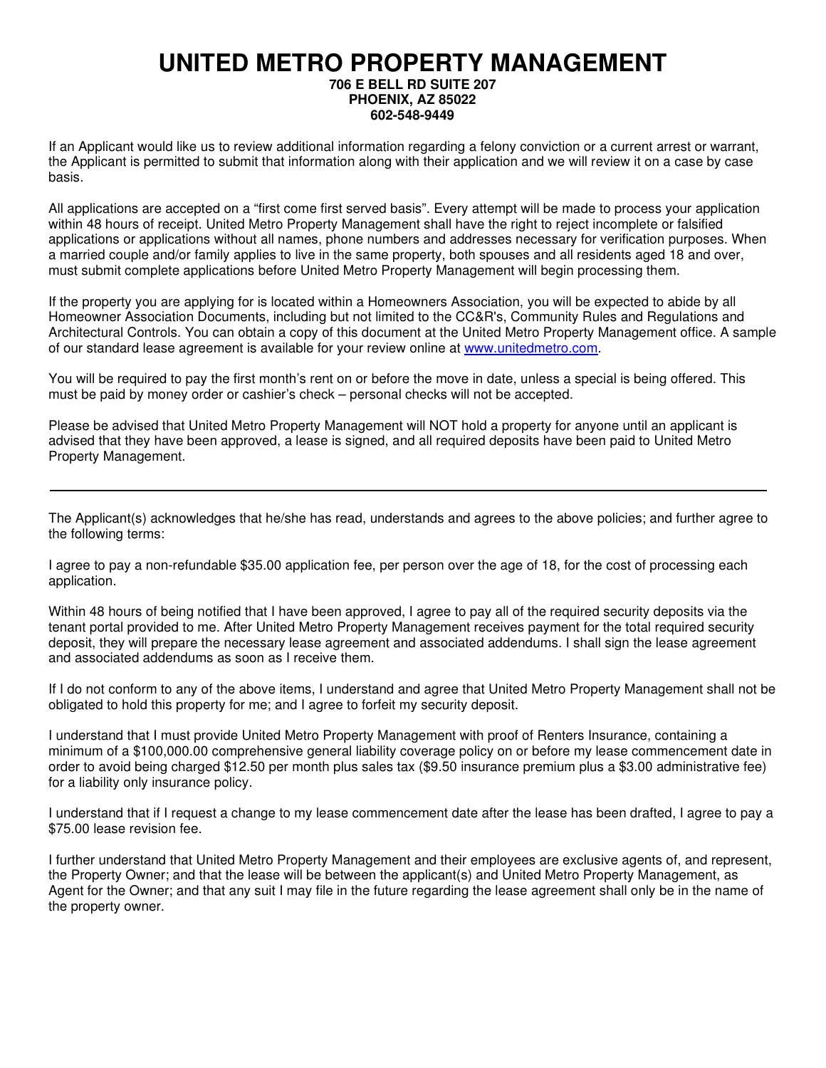# UNITED METRO PROPERTY MANAGEMENT

**706 E BELL RD SUITE 207**
**PHOENIX, AZ 85022**
**602-548-9449**

If an Applicant would like us to review additional information regarding a felony conviction or a current arrest or warrant, the Applicant is permitted to submit that information along with their application and we will review it on a case by case basis.

All applications are accepted on a "first come first served basis". Every attempt will be made to process your application within 48 hours of receipt. United Metro Property Management shall have the right to reject incomplete or falsified applications or applications without all names, phone numbers and addresses necessary for verification purposes. When a married couple and/or family applies to live in the same property, both spouses and all residents aged 18 and over, must submit complete applications before United Metro Property Management will begin processing them.

If the property you are applying for is located within a Homeowners Association, you will be expected to abide by all Homeowner Association Documents, including but not limited to the CC&R's, Community Rules and Regulations and Architectural Controls. You can obtain a copy of this document at the United Metro Property Management office. A sample of our standard lease agreement is available for your review online at www.unitedmetro.com.

You will be required to pay the first month's rent on or before the move in date, unless a special is being offered. This must be paid by money order or cashier's check – personal checks will not be accepted.

Please be advised that United Metro Property Management will NOT hold a property for anyone until an applicant is advised that they have been approved, a lease is signed, and all required deposits have been paid to United Metro Property Management.

---

The Applicant(s) acknowledges that he/she has read, understands and agrees to the above policies; and further agree to the following terms:

I agree to pay a non-refundable $35.00 application fee, per person over the age of 18, for the cost of processing each application.

Within 48 hours of being notified that I have been approved, I agree to pay all of the required security deposits via the tenant portal provided to me. After United Metro Property Management receives payment for the total required security deposit, they will prepare the necessary lease agreement and associated addendums. I shall sign the lease agreement and associated addendums as soon as I receive them.

If I do not conform to any of the above items, I understand and agree that United Metro Property Management shall not be obligated to hold this property for me; and I agree to forfeit my security deposit.

I understand that I must provide United Metro Property Management with proof of Renters Insurance, containing a minimum of a $100,000.00 comprehensive general liability coverage policy on or before my lease commencement date in order to avoid being charged $12.50 per month plus sales tax ($9.50 insurance premium plus a $3.00 administrative fee) for a liability only insurance policy.

I understand that if I request a change to my lease commencement date after the lease has been drafted, I agree to pay a $75.00 lease revision fee.

I further understand that United Metro Property Management and their employees are exclusive agents of, and represent, the Property Owner; and that the lease will be between the applicant(s) and United Metro Property Management, as Agent for the Owner; and that any suit I may file in the future regarding the lease agreement shall only be in the name of the property owner.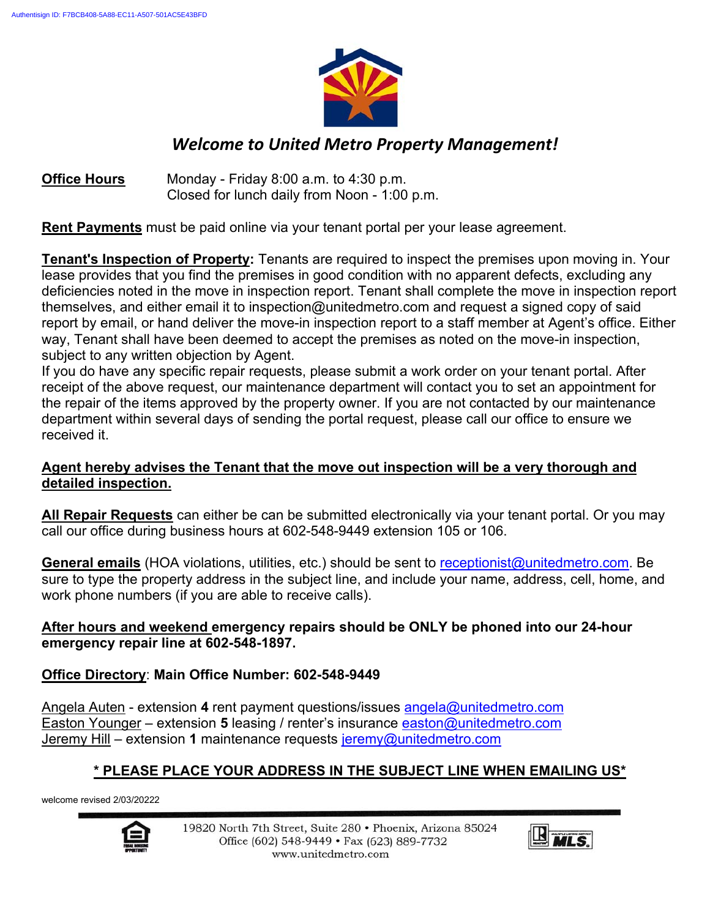# *Welcome to United Metro Property Management!*

**Office Hours** Monday - Friday 8:00 a.m. to 4:30 p.m.
Closed for lunch daily from Noon - 1:00 p.m.

**Rent Payments** must be paid online via your tenant portal per your lease agreement.

**Tenant's Inspection of Property:** Tenants are required to inspect the premises upon moving in. Your lease provides that you find the premises in good condition with no apparent defects, excluding any deficiencies noted in the move in inspection report. Tenant shall complete the move in inspection report themselves, and either email it to inspection@unitedmetro.com and request a signed copy of said report by email, or hand deliver the move-in inspection report to a staff member at Agent's office. Either way, Tenant shall have been deemed to accept the premises as noted on the move-in inspection, subject to any written objection by Agent.
If you do have any specific repair requests, please submit a work order on your tenant portal. After receipt of the above request, our maintenance department will contact you to set an appointment for the repair of the items approved by the property owner. If you are not contacted by our maintenance department within several days of sending the portal request, please call our office to ensure we received it.

**Agent hereby advises the Tenant that the move out inspection will be a very thorough and detailed inspection.**

**All Repair Requests** can either be can be submitted electronically via your tenant portal. Or you may call our office during business hours at 602-548-9449 extension 105 or 106.

**General emails** (HOA violations, utilities, etc.) should be sent to receptionist@unitedmetro.com. Be sure to type the property address in the subject line, and include your name, address, cell, home, and work phone numbers (if you are able to receive calls).

**After hours and weekend emergency repairs should be ONLY be phoned into our 24-hour emergency repair line at 602-548-1897.**

**Office Directory: Main Office Number: 602-548-9449**

Angela Auten - extension **4** rent payment questions/issues angela@unitedmetro.com
Easton Younger – extension **5** leasing / renter's insurance easton@unitedmetro.com
Jeremy Hill – extension **1** maintenance requests jeremy@unitedmetro.com

**\* PLEASE PLACE YOUR ADDRESS IN THE SUBJECT LINE WHEN EMAILING US\***

welcome revised 2/03/20222

19820 North 7th Street, Suite 280 • Phoenix, Arizona 85024
Office (602) 548-9449 • Fax (623) 889-7732
www.unitedmetro.com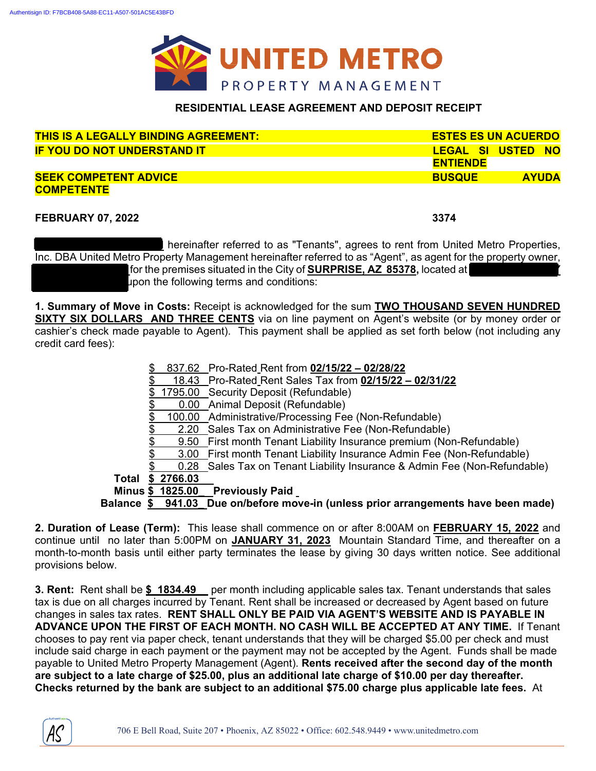UNITED METRO
PROPERTY MANAGEMENT

## RESIDENTIAL LEASE AGREEMENT AND DEPOSIT RECEIPT

| | |
|---|---|
| **THIS IS A LEGALLY BINDING AGREEMENT:** | **ESTES ES UN ACUERDO** |
| **IF YOU DO NOT UNDERSTAND IT** | **LEGAL SI USTED NO ENTIENDE** |
| **SEEK COMPETENT ADVICE** | **BUSQUE AYUDA COMPETENTE** |

**FEBRUARY 07, 2022** **3374**

hereinafter referred to as "Tenants", agrees to rent from United Metro Properties, Inc. DBA United Metro Property Management hereinafter referred to as "Agent", as agent for the property owner, for the premises situated in the City of **SURPRISE, AZ 85378,** located at upon the following terms and conditions:

**1. Summary of Move in Costs:** Receipt is acknowledged for the sum **TWO THOUSAND SEVEN HUNDRED SIXTY SIX DOLLARS AND THREE CENTS** via on line payment on Agent's website (or by money order or cashier's check made payable to Agent). This payment shall be applied as set forth below (not including any credit card fees):

| | | |
|---|---|---|
| | $ 837.62 | Pro-Rated Rent from **02/15/22 – 02/28/22** |
| | $ 18.43 | Pro-Rated Rent Sales Tax from **02/15/22 – 02/31/22** |
| | $ 1795.00 | Security Deposit (Refundable) |
| | $ 0.00 | Animal Deposit (Refundable) |
| | $ 100.00 | Administrative/Processing Fee (Non-Refundable) |
| | $ 2.20 | Sales Tax on Administrative Fee (Non-Refundable) |
| | $ 9.50 | First month Tenant Liability Insurance premium (Non-Refundable) |
| | $ 3.00 | First month Tenant Liability Insurance Admin Fee (Non-Refundable) |
| | $ 0.28 | Sales Tax on Tenant Liability Insurance & Admin Fee (Non-Refundable) |
| **Total** | **$ 2766.03** | |
| **Minus** | **$ 1825.00** | **Previously Paid** |
| **Balance** | **$ 941.03** | **Due on/before move-in (unless prior arrangements have been made)** |

**2. Duration of Lease (Term):** This lease shall commence on or after 8:00AM on **FEBRUARY 15, 2022** and continue until no later than 5:00PM on **JANUARY 31, 2023** Mountain Standard Time, and thereafter on a month-to-month basis until either party terminates the lease by giving 30 days written notice. See additional provisions below.

**3. Rent:** Rent shall be **$ 1834.49** per month including applicable sales tax. Tenant understands that sales tax is due on all charges incurred by Tenant. Rent shall be increased or decreased by Agent based on future changes in sales tax rates. **RENT SHALL ONLY BE PAID VIA AGENT'S WEBSITE AND IS PAYABLE IN ADVANCE UPON THE FIRST OF EACH MONTH. NO CASH WILL BE ACCEPTED AT ANY TIME.** If Tenant chooses to pay rent via paper check, tenant understands that they will be charged $5.00 per check and must include said charge in each payment or the payment may not be accepted by the Agent. Funds shall be made payable to United Metro Property Management (Agent). **Rents received after the second day of the month are subject to a late charge of $25.00, plus an additional late charge of $10.00 per day thereafter. Checks returned by the bank are subject to an additional $75.00 charge plus applicable late fees.** At

706 E Bell Road, Suite 207 • Phoenix, AZ 85022 • Office: 602.548.9449 • www.unitedmetro.com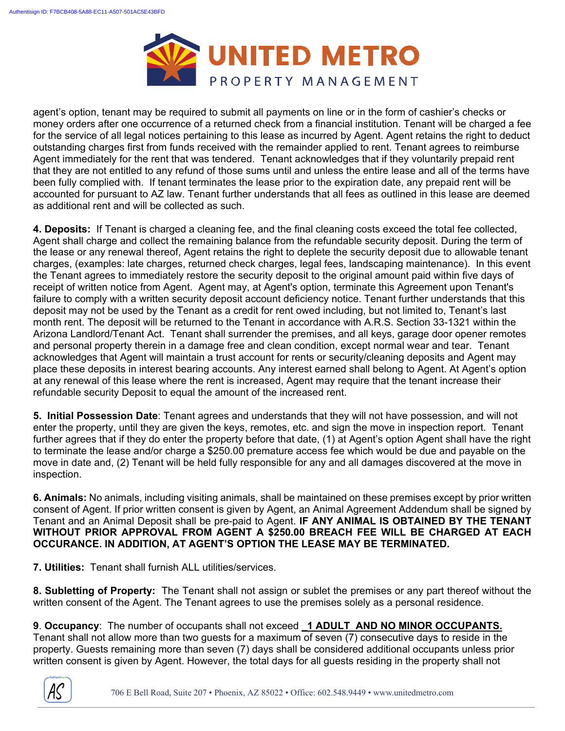agent's option, tenant may be required to submit all payments on line or in the form of cashier's checks or money orders after one occurrence of a returned check from a financial institution. Tenant will be charged a fee for the service of all legal notices pertaining to this lease as incurred by Agent. Agent retains the right to deduct outstanding charges first from funds received with the remainder applied to rent. Tenant agrees to reimburse Agent immediately for the rent that was tendered. Tenant acknowledges that if they voluntarily prepaid rent that they are not entitled to any refund of those sums until and unless the entire lease and all of the terms have been fully complied with. If tenant terminates the lease prior to the expiration date, any prepaid rent will be accounted for pursuant to AZ law. Tenant further understands that all fees as outlined in this lease are deemed as additional rent and will be collected as such.

**4. Deposits:** If Tenant is charged a cleaning fee, and the final cleaning costs exceed the total fee collected, Agent shall charge and collect the remaining balance from the refundable security deposit. During the term of the lease or any renewal thereof, Agent retains the right to deplete the security deposit due to allowable tenant charges, (examples: late charges, returned check charges, legal fees, landscaping maintenance). In this event the Tenant agrees to immediately restore the security deposit to the original amount paid within five days of receipt of written notice from Agent. Agent may, at Agent's option, terminate this Agreement upon Tenant's failure to comply with a written security deposit account deficiency notice. Tenant further understands that this deposit may not be used by the Tenant as a credit for rent owed including, but not limited to, Tenant's last month rent. The deposit will be returned to the Tenant in accordance with A.R.S. Section 33-1321 within the Arizona Landlord/Tenant Act. Tenant shall surrender the premises, and all keys, garage door opener remotes and personal property therein in a damage free and clean condition, except normal wear and tear. Tenant acknowledges that Agent will maintain a trust account for rents or security/cleaning deposits and Agent may place these deposits in interest bearing accounts. Any interest earned shall belong to Agent. At Agent's option at any renewal of this lease where the rent is increased, Agent may require that the tenant increase their refundable security Deposit to equal the amount of the increased rent.

**5. Initial Possession Date**: Tenant agrees and understands that they will not have possession, and will not enter the property, until they are given the keys, remotes, etc. and sign the move in inspection report. Tenant further agrees that if they do enter the property before that date, (1) at Agent's option Agent shall have the right to terminate the lease and/or charge a $250.00 premature access fee which would be due and payable on the move in date and, (2) Tenant will be held fully responsible for any and all damages discovered at the move in inspection.

**6. Animals:** No animals, including visiting animals, shall be maintained on these premises except by prior written consent of Agent. If prior written consent is given by Agent, an Animal Agreement Addendum shall be signed by Tenant and an Animal Deposit shall be pre-paid to Agent. **IF ANY ANIMAL IS OBTAINED BY THE TENANT WITHOUT PRIOR APPROVAL FROM AGENT A $250.00 BREACH FEE WILL BE CHARGED AT EACH OCCURANCE. IN ADDITION, AT AGENT'S OPTION THE LEASE MAY BE TERMINATED.**

**7. Utilities:** Tenant shall furnish ALL utilities/services.

**8. Subletting of Property:** The Tenant shall not assign or sublet the premises or any part thereof without the written consent of the Agent. The Tenant agrees to use the premises solely as a personal residence.

**9**. **Occupancy**: The number of occupants shall not exceed **1 ADULT AND NO MINOR OCCUPANTS.** Tenant shall not allow more than two guests for a maximum of seven (7) consecutive days to reside in the property. Guests remaining more than seven (7) days shall be considered additional occupants unless prior written consent is given by Agent. However, the total days for all guests residing in the property shall not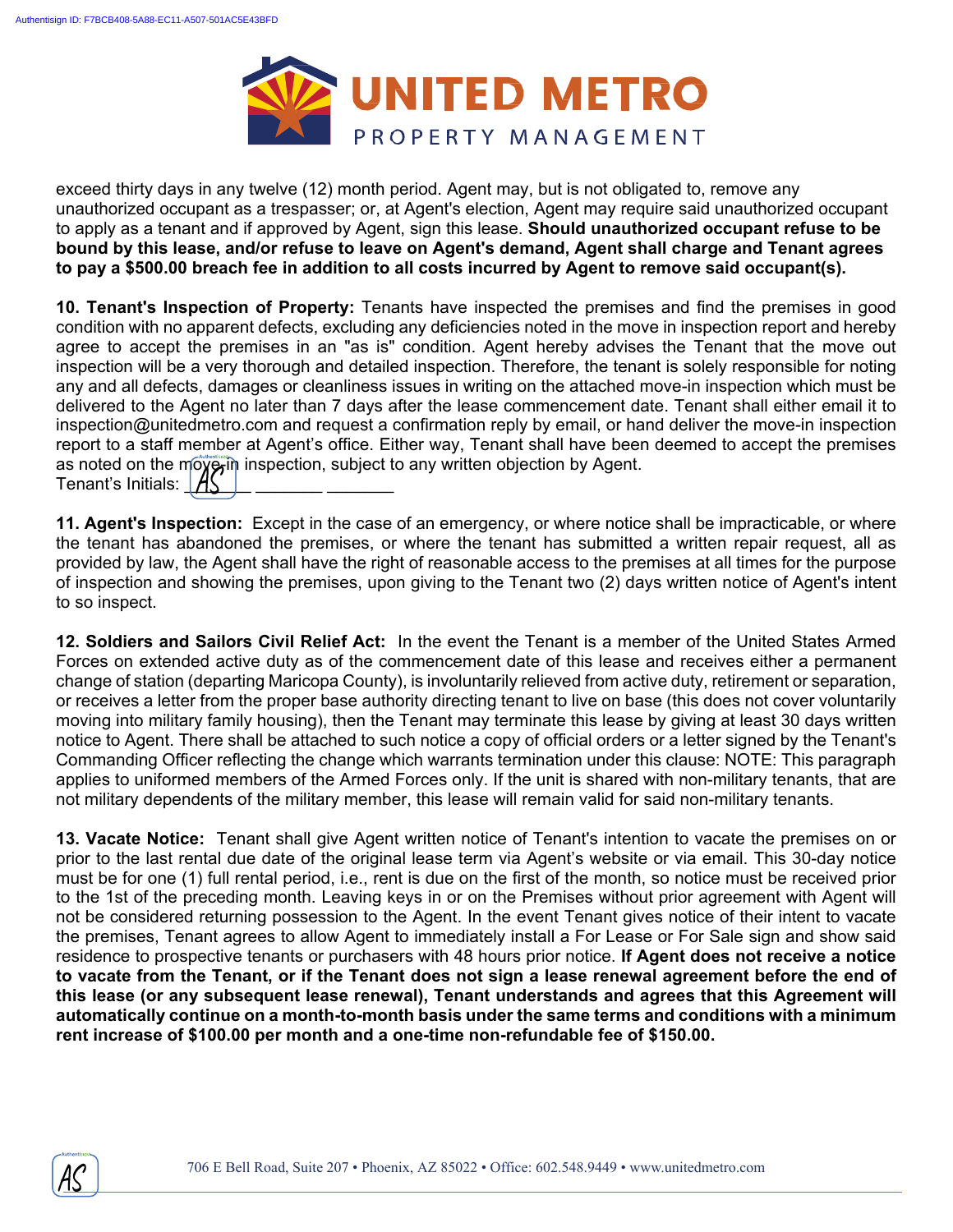exceed thirty days in any twelve (12) month period. Agent may, but is not obligated to, remove any unauthorized occupant as a trespasser; or, at Agent's election, Agent may require said unauthorized occupant to apply as a tenant and if approved by Agent, sign this lease. **Should unauthorized occupant refuse to be bound by this lease, and/or refuse to leave on Agent's demand, Agent shall charge and Tenant agrees to pay a $500.00 breach fee in addition to all costs incurred by Agent to remove said occupant(s).**

**10. Tenant's Inspection of Property:** Tenants have inspected the premises and find the premises in good condition with no apparent defects, excluding any deficiencies noted in the move in inspection report and hereby agree to accept the premises in an "as is" condition. Agent hereby advises the Tenant that the move out inspection will be a very thorough and detailed inspection. Therefore, the tenant is solely responsible for noting any and all defects, damages or cleanliness issues in writing on the attached move-in inspection which must be delivered to the Agent no later than 7 days after the lease commencement date. Tenant shall either email it to inspection@unitedmetro.com and request a confirmation reply by email, or hand deliver the move-in inspection report to a staff member at Agent's office. Either way, Tenant shall have been deemed to accept the premises as noted on the move-in inspection, subject to any written objection by Agent.
Tenant's Initials: AS _______ _______

**11. Agent's Inspection:** Except in the case of an emergency, or where notice shall be impracticable, or where the tenant has abandoned the premises, or where the tenant has submitted a written repair request, all as provided by law, the Agent shall have the right of reasonable access to the premises at all times for the purpose of inspection and showing the premises, upon giving to the Tenant two (2) days written notice of Agent's intent to so inspect.

**12. Soldiers and Sailors Civil Relief Act:** In the event the Tenant is a member of the United States Armed Forces on extended active duty as of the commencement date of this lease and receives either a permanent change of station (departing Maricopa County), is involuntarily relieved from active duty, retirement or separation, or receives a letter from the proper base authority directing tenant to live on base (this does not cover voluntarily moving into military family housing), then the Tenant may terminate this lease by giving at least 30 days written notice to Agent. There shall be attached to such notice a copy of official orders or a letter signed by the Tenant's Commanding Officer reflecting the change which warrants termination under this clause: NOTE: This paragraph applies to uniformed members of the Armed Forces only. If the unit is shared with non-military tenants, that are not military dependents of the military member, this lease will remain valid for said non-military tenants.

**13. Vacate Notice:** Tenant shall give Agent written notice of Tenant's intention to vacate the premises on or prior to the last rental due date of the original lease term via Agent's website or via email. This 30-day notice must be for one (1) full rental period, i.e., rent is due on the first of the month, so notice must be received prior to the 1st of the preceding month. Leaving keys in or on the Premises without prior agreement with Agent will not be considered returning possession to the Agent. In the event Tenant gives notice of their intent to vacate the premises, Tenant agrees to allow Agent to immediately install a For Lease or For Sale sign and show said residence to prospective tenants or purchasers with 48 hours prior notice. **If Agent does not receive a notice to vacate from the Tenant, or if the Tenant does not sign a lease renewal agreement before the end of this lease (or any subsequent lease renewal), Tenant understands and agrees that this Agreement will automatically continue on a month-to-month basis under the same terms and conditions with a minimum rent increase of $100.00 per month and a one-time non-refundable fee of $150.00.**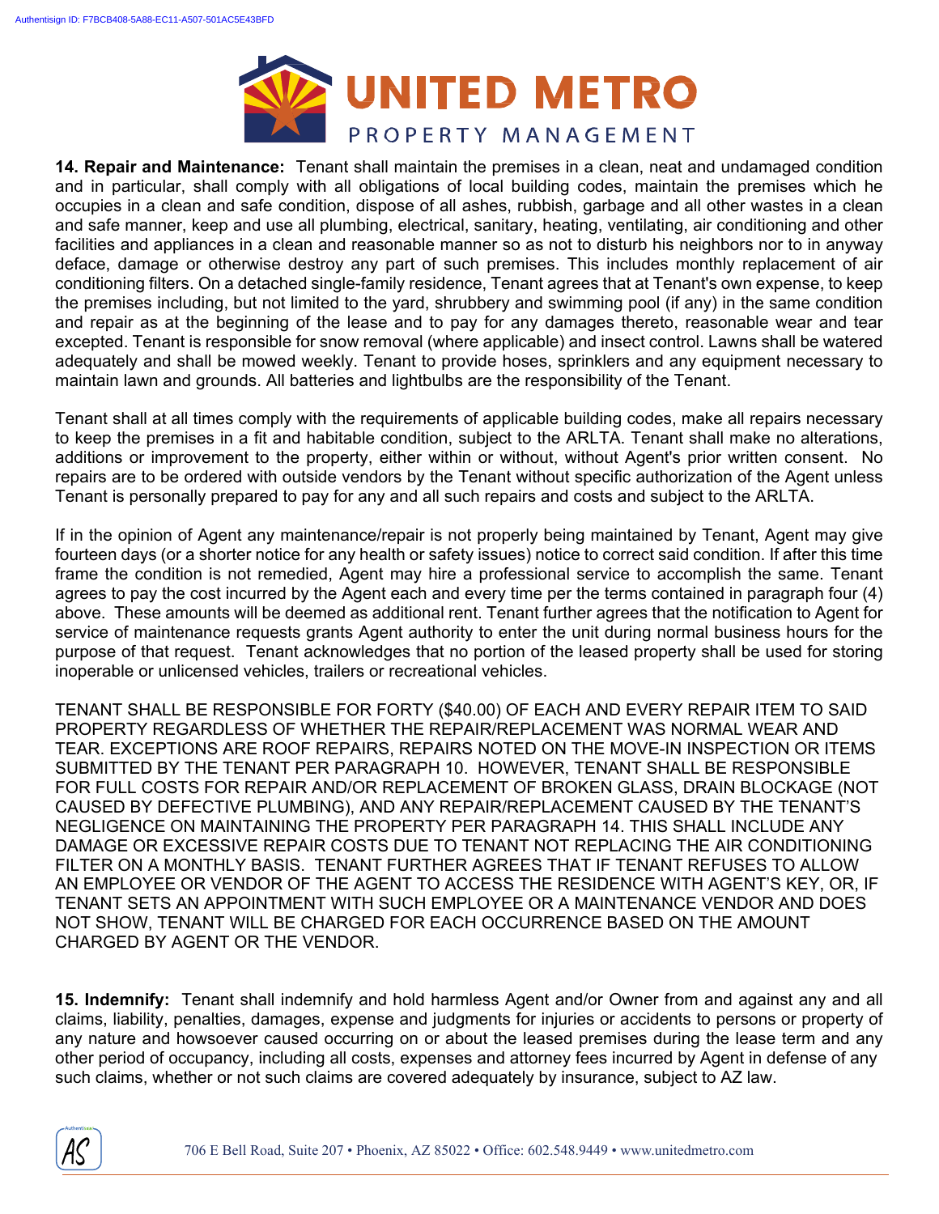**14. Repair and Maintenance:** Tenant shall maintain the premises in a clean, neat and undamaged condition and in particular, shall comply with all obligations of local building codes, maintain the premises which he occupies in a clean and safe condition, dispose of all ashes, rubbish, garbage and all other wastes in a clean and safe manner, keep and use all plumbing, electrical, sanitary, heating, ventilating, air conditioning and other facilities and appliances in a clean and reasonable manner so as not to disturb his neighbors nor to in anyway deface, damage or otherwise destroy any part of such premises. This includes monthly replacement of air conditioning filters. On a detached single-family residence, Tenant agrees that at Tenant's own expense, to keep the premises including, but not limited to the yard, shrubbery and swimming pool (if any) in the same condition and repair as at the beginning of the lease and to pay for any damages thereto, reasonable wear and tear excepted. Tenant is responsible for snow removal (where applicable) and insect control. Lawns shall be watered adequately and shall be mowed weekly. Tenant to provide hoses, sprinklers and any equipment necessary to maintain lawn and grounds. All batteries and lightbulbs are the responsibility of the Tenant.

Tenant shall at all times comply with the requirements of applicable building codes, make all repairs necessary to keep the premises in a fit and habitable condition, subject to the ARLTA. Tenant shall make no alterations, additions or improvement to the property, either within or without, without Agent's prior written consent. No repairs are to be ordered with outside vendors by the Tenant without specific authorization of the Agent unless Tenant is personally prepared to pay for any and all such repairs and costs and subject to the ARLTA.

If in the opinion of Agent any maintenance/repair is not properly being maintained by Tenant, Agent may give fourteen days (or a shorter notice for any health or safety issues) notice to correct said condition. If after this time frame the condition is not remedied, Agent may hire a professional service to accomplish the same. Tenant agrees to pay the cost incurred by the Agent each and every time per the terms contained in paragraph four (4) above. These amounts will be deemed as additional rent. Tenant further agrees that the notification to Agent for service of maintenance requests grants Agent authority to enter the unit during normal business hours for the purpose of that request. Tenant acknowledges that no portion of the leased property shall be used for storing inoperable or unlicensed vehicles, trailers or recreational vehicles.

TENANT SHALL BE RESPONSIBLE FOR FORTY ($40.00) OF EACH AND EVERY REPAIR ITEM TO SAID PROPERTY REGARDLESS OF WHETHER THE REPAIR/REPLACEMENT WAS NORMAL WEAR AND TEAR. EXCEPTIONS ARE ROOF REPAIRS, REPAIRS NOTED ON THE MOVE-IN INSPECTION OR ITEMS SUBMITTED BY THE TENANT PER PARAGRAPH 10. HOWEVER, TENANT SHALL BE RESPONSIBLE FOR FULL COSTS FOR REPAIR AND/OR REPLACEMENT OF BROKEN GLASS, DRAIN BLOCKAGE (NOT CAUSED BY DEFECTIVE PLUMBING), AND ANY REPAIR/REPLACEMENT CAUSED BY THE TENANT'S NEGLIGENCE ON MAINTAINING THE PROPERTY PER PARAGRAPH 14. THIS SHALL INCLUDE ANY DAMAGE OR EXCESSIVE REPAIR COSTS DUE TO TENANT NOT REPLACING THE AIR CONDITIONING FILTER ON A MONTHLY BASIS. TENANT FURTHER AGREES THAT IF TENANT REFUSES TO ALLOW AN EMPLOYEE OR VENDOR OF THE AGENT TO ACCESS THE RESIDENCE WITH AGENT'S KEY, OR, IF TENANT SETS AN APPOINTMENT WITH SUCH EMPLOYEE OR A MAINTENANCE VENDOR AND DOES NOT SHOW, TENANT WILL BE CHARGED FOR EACH OCCURRENCE BASED ON THE AMOUNT CHARGED BY AGENT OR THE VENDOR.

**15. Indemnify:** Tenant shall indemnify and hold harmless Agent and/or Owner from and against any and all claims, liability, penalties, damages, expense and judgments for injuries or accidents to persons or property of any nature and howsoever caused occurring on or about the leased premises during the lease term and any other period of occupancy, including all costs, expenses and attorney fees incurred by Agent in defense of any such claims, whether or not such claims are covered adequately by insurance, subject to AZ law.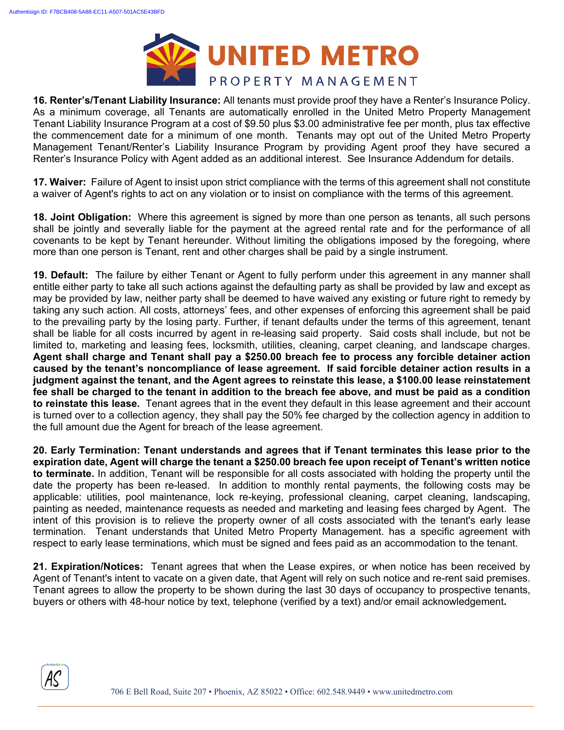**16. Renter's/Tenant Liability Insurance:** All tenants must provide proof they have a Renter's Insurance Policy. As a minimum coverage, all Tenants are automatically enrolled in the United Metro Property Management Tenant Liability Insurance Program at a cost of $9.50 plus $3.00 administrative fee per month, plus tax effective the commencement date for a minimum of one month. Tenants may opt out of the United Metro Property Management Tenant/Renter's Liability Insurance Program by providing Agent proof they have secured a Renter's Insurance Policy with Agent added as an additional interest. See Insurance Addendum for details.

**17. Waiver:** Failure of Agent to insist upon strict compliance with the terms of this agreement shall not constitute a waiver of Agent's rights to act on any violation or to insist on compliance with the terms of this agreement.

**18. Joint Obligation:** Where this agreement is signed by more than one person as tenants, all such persons shall be jointly and severally liable for the payment at the agreed rental rate and for the performance of all covenants to be kept by Tenant hereunder. Without limiting the obligations imposed by the foregoing, where more than one person is Tenant, rent and other charges shall be paid by a single instrument.

**19. Default:** The failure by either Tenant or Agent to fully perform under this agreement in any manner shall entitle either party to take all such actions against the defaulting party as shall be provided by law and except as may be provided by law, neither party shall be deemed to have waived any existing or future right to remedy by taking any such action. All costs, attorneys' fees, and other expenses of enforcing this agreement shall be paid to the prevailing party by the losing party. Further, if tenant defaults under the terms of this agreement, tenant shall be liable for all costs incurred by agent in re-leasing said property. Said costs shall include, but not be limited to, marketing and leasing fees, locksmith, utilities, cleaning, carpet cleaning, and landscape charges. **Agent shall charge and Tenant shall pay a $250.00 breach fee to process any forcible detainer action caused by the tenant's noncompliance of lease agreement. If said forcible detainer action results in a judgment against the tenant, and the Agent agrees to reinstate this lease, a $100.00 lease reinstatement fee shall be charged to the tenant in addition to the breach fee above, and must be paid as a condition to reinstate this lease.** Tenant agrees that in the event they default in this lease agreement and their account is turned over to a collection agency, they shall pay the 50% fee charged by the collection agency in addition to the full amount due the Agent for breach of the lease agreement.

**20. Early Termination: Tenant understands and agrees that if Tenant terminates this lease prior to the expiration date, Agent will charge the tenant a $250.00 breach fee upon receipt of Tenant's written notice to terminate.** In addition, Tenant will be responsible for all costs associated with holding the property until the date the property has been re-leased. In addition to monthly rental payments, the following costs may be applicable: utilities, pool maintenance, lock re-keying, professional cleaning, carpet cleaning, landscaping, painting as needed, maintenance requests as needed and marketing and leasing fees charged by Agent. The intent of this provision is to relieve the property owner of all costs associated with the tenant's early lease termination. Tenant understands that United Metro Property Management. has a specific agreement with respect to early lease terminations, which must be signed and fees paid as an accommodation to the tenant.

**21. Expiration/Notices:** Tenant agrees that when the Lease expires, or when notice has been received by Agent of Tenant's intent to vacate on a given date, that Agent will rely on such notice and re-rent said premises. Tenant agrees to allow the property to be shown during the last 30 days of occupancy to prospective tenants, buyers or others with 48-hour notice by text, telephone (verified by a text) and/or email acknowledgement.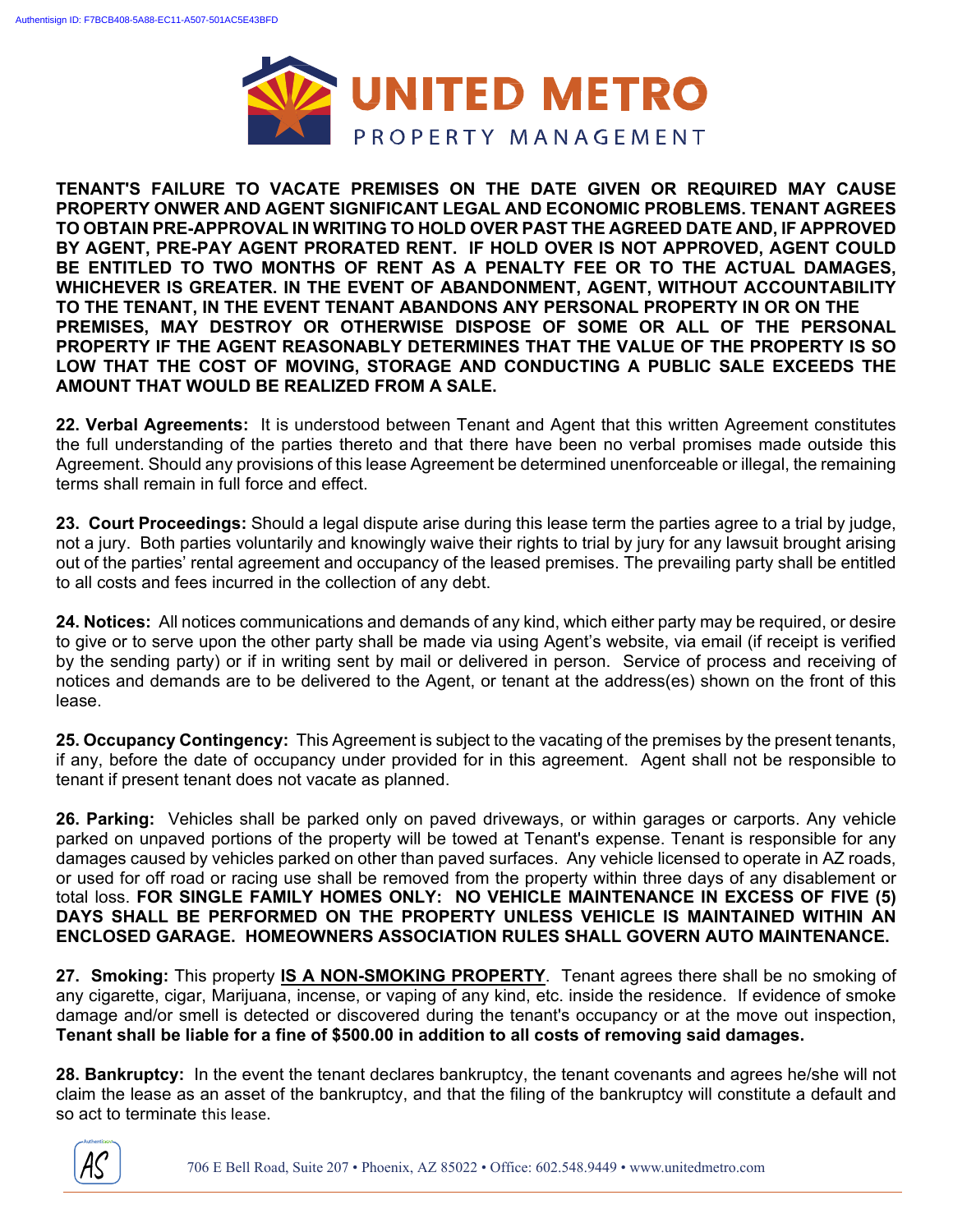**TENANT'S FAILURE TO VACATE PREMISES ON THE DATE GIVEN OR REQUIRED MAY CAUSE PROPERTY ONWER AND AGENT SIGNIFICANT LEGAL AND ECONOMIC PROBLEMS. TENANT AGREES TO OBTAIN PRE-APPROVAL IN WRITING TO HOLD OVER PAST THE AGREED DATE AND, IF APPROVED BY AGENT, PRE-PAY AGENT PRORATED RENT. IF HOLD OVER IS NOT APPROVED, AGENT COULD BE ENTITLED TO TWO MONTHS OF RENT AS A PENALTY FEE OR TO THE ACTUAL DAMAGES, WHICHEVER IS GREATER. IN THE EVENT OF ABANDONMENT, AGENT, WITHOUT ACCOUNTABILITY TO THE TENANT, IN THE EVENT TENANT ABANDONS ANY PERSONAL PROPERTY IN OR ON THE PREMISES, MAY DESTROY OR OTHERWISE DISPOSE OF SOME OR ALL OF THE PERSONAL PROPERTY IF THE AGENT REASONABLY DETERMINES THAT THE VALUE OF THE PROPERTY IS SO LOW THAT THE COST OF MOVING, STORAGE AND CONDUCTING A PUBLIC SALE EXCEEDS THE AMOUNT THAT WOULD BE REALIZED FROM A SALE.**

**22. Verbal Agreements:** It is understood between Tenant and Agent that this written Agreement constitutes the full understanding of the parties thereto and that there have been no verbal promises made outside this Agreement. Should any provisions of this lease Agreement be determined unenforceable or illegal, the remaining terms shall remain in full force and effect.

**23. Court Proceedings:** Should a legal dispute arise during this lease term the parties agree to a trial by judge, not a jury. Both parties voluntarily and knowingly waive their rights to trial by jury for any lawsuit brought arising out of the parties' rental agreement and occupancy of the leased premises. The prevailing party shall be entitled to all costs and fees incurred in the collection of any debt.

**24. Notices:** All notices communications and demands of any kind, which either party may be required, or desire to give or to serve upon the other party shall be made via using Agent's website, via email (if receipt is verified by the sending party) or if in writing sent by mail or delivered in person. Service of process and receiving of notices and demands are to be delivered to the Agent, or tenant at the address(es) shown on the front of this lease.

**25. Occupancy Contingency:** This Agreement is subject to the vacating of the premises by the present tenants, if any, before the date of occupancy under provided for in this agreement. Agent shall not be responsible to tenant if present tenant does not vacate as planned.

**26. Parking:** Vehicles shall be parked only on paved driveways, or within garages or carports. Any vehicle parked on unpaved portions of the property will be towed at Tenant's expense. Tenant is responsible for any damages caused by vehicles parked on other than paved surfaces. Any vehicle licensed to operate in AZ roads, or used for off road or racing use shall be removed from the property within three days of any disablement or total loss. **FOR SINGLE FAMILY HOMES ONLY: NO VEHICLE MAINTENANCE IN EXCESS OF FIVE (5) DAYS SHALL BE PERFORMED ON THE PROPERTY UNLESS VEHICLE IS MAINTAINED WITHIN AN ENCLOSED GARAGE. HOMEOWNERS ASSOCIATION RULES SHALL GOVERN AUTO MAINTENANCE.**

**27. Smoking:** This property **IS A NON-SMOKING PROPERTY**. Tenant agrees there shall be no smoking of any cigarette, cigar, Marijuana, incense, or vaping of any kind, etc. inside the residence. If evidence of smoke damage and/or smell is detected or discovered during the tenant's occupancy or at the move out inspection, **Tenant shall be liable for a fine of $500.00 in addition to all costs of removing said damages.**

**28. Bankruptcy:** In the event the tenant declares bankruptcy, the tenant covenants and agrees he/she will not claim the lease as an asset of the bankruptcy, and that the filing of the bankruptcy will constitute a default and so act to terminate this lease.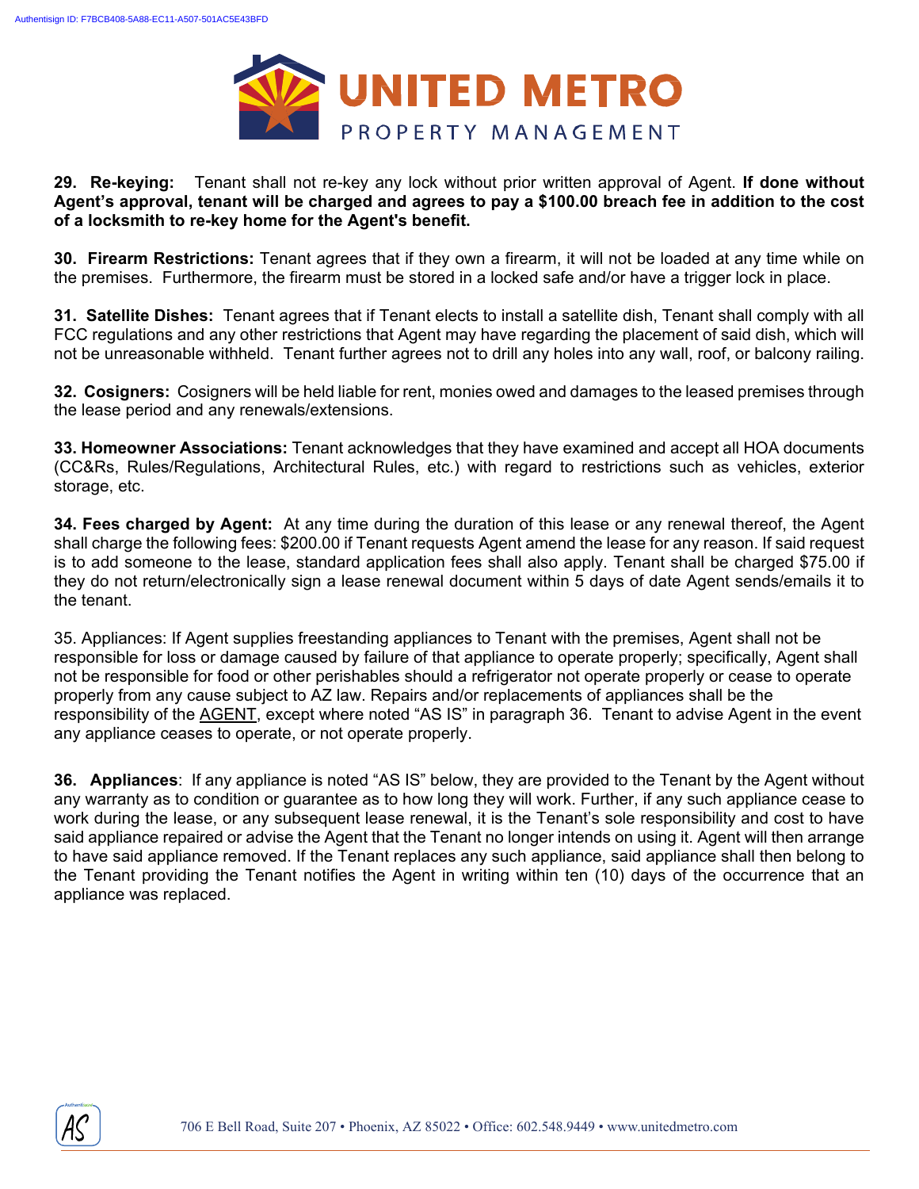**29. Re-keying:** Tenant shall not re-key any lock without prior written approval of Agent. **If done without Agent's approval, tenant will be charged and agrees to pay a $100.00 breach fee in addition to the cost of a locksmith to re-key home for the Agent's benefit.**

**30. Firearm Restrictions:** Tenant agrees that if they own a firearm, it will not be loaded at any time while on the premises. Furthermore, the firearm must be stored in a locked safe and/or have a trigger lock in place.

**31. Satellite Dishes:** Tenant agrees that if Tenant elects to install a satellite dish, Tenant shall comply with all FCC regulations and any other restrictions that Agent may have regarding the placement of said dish, which will not be unreasonable withheld. Tenant further agrees not to drill any holes into any wall, roof, or balcony railing.

**32. Cosigners:** Cosigners will be held liable for rent, monies owed and damages to the leased premises through the lease period and any renewals/extensions.

**33. Homeowner Associations:** Tenant acknowledges that they have examined and accept all HOA documents (CC&Rs, Rules/Regulations, Architectural Rules, etc.) with regard to restrictions such as vehicles, exterior storage, etc.

**34. Fees charged by Agent:** At any time during the duration of this lease or any renewal thereof, the Agent shall charge the following fees: $200.00 if Tenant requests Agent amend the lease for any reason. If said request is to add someone to the lease, standard application fees shall also apply. Tenant shall be charged $75.00 if they do not return/electronically sign a lease renewal document within 5 days of date Agent sends/emails it to the tenant.

35. Appliances: If Agent supplies freestanding appliances to Tenant with the premises, Agent shall not be responsible for loss or damage caused by failure of that appliance to operate properly; specifically, Agent shall not be responsible for food or other perishables should a refrigerator not operate properly or cease to operate properly from any cause subject to AZ law. Repairs and/or replacements of appliances shall be the responsibility of the AGENT, except where noted "AS IS" in paragraph 36. Tenant to advise Agent in the event any appliance ceases to operate, or not operate properly.

**36. Appliances**: If any appliance is noted "AS IS" below, they are provided to the Tenant by the Agent without any warranty as to condition or guarantee as to how long they will work. Further, if any such appliance cease to work during the lease, or any subsequent lease renewal, it is the Tenant's sole responsibility and cost to have said appliance repaired or advise the Agent that the Tenant no longer intends on using it. Agent will then arrange to have said appliance removed. If the Tenant replaces any such appliance, said appliance shall then belong to the Tenant providing the Tenant notifies the Agent in writing within ten (10) days of the occurrence that an appliance was replaced.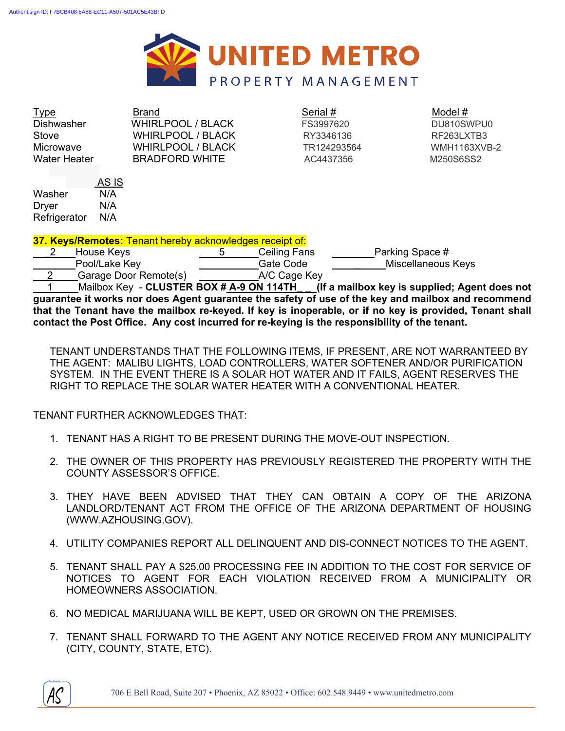Authentisign ID: F7BCB408-5A88-EC11-A507-501AC5E43BFD

# UNITED METRO
PROPERTY MANAGEMENT

| Type | Brand | Serial # | Model # |
|---|---|---|---|
| Dishwasher | WHIRLPOOL / BLACK | FS3997620 | DU810SWPU0 |
| Stove | WHIRLPOOL / BLACK | RY3346136 | RF263LXTB3 |
| Microwave | WHIRLPOOL / BLACK | TR124293564 | WMH1163XVB-2 |
| Water Heater | BRADFORD WHITE | AC4437356 | M250S6SS2 |

| | AS IS |
|---|---|
| Washer | N/A |
| Dryer | N/A |
| Refrigerator | N/A |

**37. Keys/Remotes:** Tenant hereby acknowledges receipt of:

__2__ House Keys &nbsp;&nbsp; __5__ Ceiling Fans &nbsp;&nbsp; ____ Parking Space #
____ Pool/Lake Key &nbsp;&nbsp; ____ Gate Code &nbsp;&nbsp; ____ Miscellaneous Keys
__2__ Garage Door Remote(s) &nbsp;&nbsp; ____ A/C Cage Key
__1__ Mailbox Key - **CLUSTER BOX # A-9 ON 114TH (If a mailbox key is supplied; Agent does not guarantee it works nor does Agent guarantee the safety of use of the key and mailbox and recommend that the Tenant have the mailbox re-keyed. If key is inoperable, or if no key is provided, Tenant shall contact the Post Office. Any cost incurred for re-keying is the responsibility of the tenant.**

TENANT UNDERSTANDS THAT THE FOLLOWING ITEMS, IF PRESENT, ARE NOT WARRANTEED BY THE AGENT: MALIBU LIGHTS, LOAD CONTROLLERS, WATER SOFTENER AND/OR PURIFICATION SYSTEM. IN THE EVENT THERE IS A SOLAR HOT WATER AND IT FAILS, AGENT RESERVES THE RIGHT TO REPLACE THE SOLAR WATER HEATER WITH A CONVENTIONAL HEATER.

TENANT FURTHER ACKNOWLEDGES THAT:

1. TENANT HAS A RIGHT TO BE PRESENT DURING THE MOVE-OUT INSPECTION.
2. THE OWNER OF THIS PROPERTY HAS PREVIOUSLY REGISTERED THE PROPERTY WITH THE COUNTY ASSESSOR'S OFFICE.
3. THEY HAVE BEEN ADVISED THAT THEY CAN OBTAIN A COPY OF THE ARIZONA LANDLORD/TENANT ACT FROM THE OFFICE OF THE ARIZONA DEPARTMENT OF HOUSING (WWW.AZHOUSING.GOV).
4. UTILITY COMPANIES REPORT ALL DELINQUENT AND DIS-CONNECT NOTICES TO THE AGENT.
5. TENANT SHALL PAY A $25.00 PROCESSING FEE IN ADDITION TO THE COST FOR SERVICE OF NOTICES TO AGENT FOR EACH VIOLATION RECEIVED FROM A MUNICIPALITY OR HOMEOWNERS ASSOCIATION.
6. NO MEDICAL MARIJUANA WILL BE KEPT, USED OR GROWN ON THE PREMISES.
7. TENANT SHALL FORWARD TO THE AGENT ANY NOTICE RECEIVED FROM ANY MUNICIPALITY (CITY, COUNTY, STATE, ETC).

AS

706 E Bell Road, Suite 207 • Phoenix, AZ 85022 • Office: 602.548.9449 • www.unitedmetro.com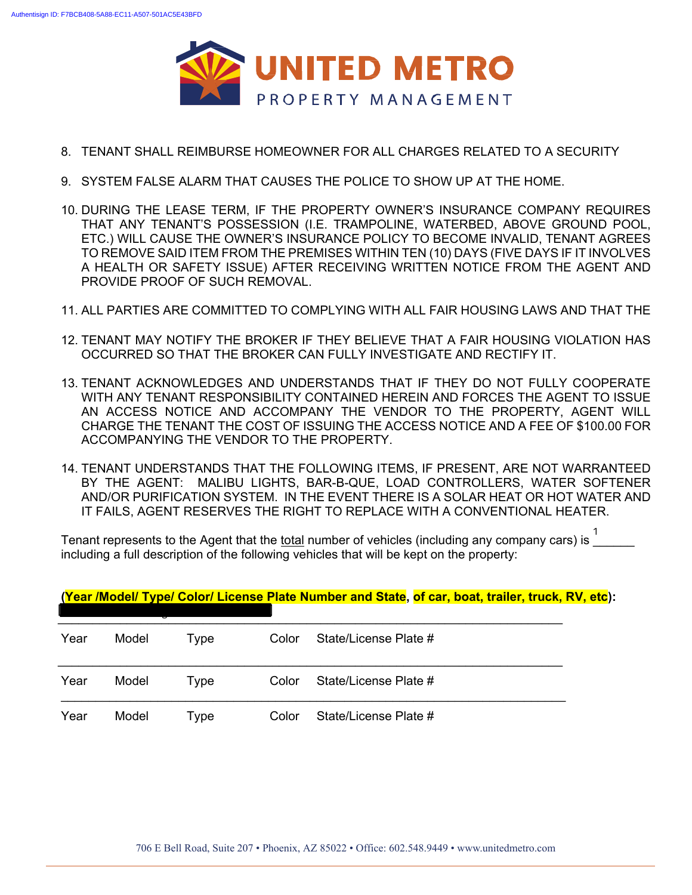8. TENANT SHALL REIMBURSE HOMEOWNER FOR ALL CHARGES RELATED TO A SECURITY

9. SYSTEM FALSE ALARM THAT CAUSES THE POLICE TO SHOW UP AT THE HOME.

10. DURING THE LEASE TERM, IF THE PROPERTY OWNER'S INSURANCE COMPANY REQUIRES THAT ANY TENANT'S POSSESSION (I.E. TRAMPOLINE, WATERBED, ABOVE GROUND POOL, ETC.) WILL CAUSE THE OWNER'S INSURANCE POLICY TO BECOME INVALID, TENANT AGREES TO REMOVE SAID ITEM FROM THE PREMISES WITHIN TEN (10) DAYS (FIVE DAYS IF IT INVOLVES A HEALTH OR SAFETY ISSUE) AFTER RECEIVING WRITTEN NOTICE FROM THE AGENT AND PROVIDE PROOF OF SUCH REMOVAL.

11. ALL PARTIES ARE COMMITTED TO COMPLYING WITH ALL FAIR HOUSING LAWS AND THAT THE

12. TENANT MAY NOTIFY THE BROKER IF THEY BELIEVE THAT A FAIR HOUSING VIOLATION HAS OCCURRED SO THAT THE BROKER CAN FULLY INVESTIGATE AND RECTIFY IT.

13. TENANT ACKNOWLEDGES AND UNDERSTANDS THAT IF THEY DO NOT FULLY COOPERATE WITH ANY TENANT RESPONSIBILITY CONTAINED HEREIN AND FORCES THE AGENT TO ISSUE AN ACCESS NOTICE AND ACCOMPANY THE VENDOR TO THE PROPERTY, AGENT WILL CHARGE THE TENANT THE COST OF ISSUING THE ACCESS NOTICE AND A FEE OF $100.00 FOR ACCOMPANYING THE VENDOR TO THE PROPERTY.

14. TENANT UNDERSTANDS THAT THE FOLLOWING ITEMS, IF PRESENT, ARE NOT WARRANTEED BY THE AGENT: MALIBU LIGHTS, BAR-B-QUE, LOAD CONTROLLERS, WATER SOFTENER AND/OR PURIFICATION SYSTEM. IN THE EVENT THERE IS A SOLAR HEAT OR HOT WATER AND IT FAILS, AGENT RESERVES THE RIGHT TO REPLACE WITH A CONVENTIONAL HEATER.

Tenant represents to the Agent that the total number of vehicles (including any company cars) is 1______ including a full description of the following vehicles that will be kept on the property:

**(Year /Model/ Type/ Color/ License Plate Number and State, of car, boat, trailer, truck, RV, etc):**

[REDACTED]

_______________________________________________

Year Model Type Color State/License Plate #

_______________________________________________

Year Model Type Color State/License Plate #

_______________________________________________

Year Model Type Color State/License Plate #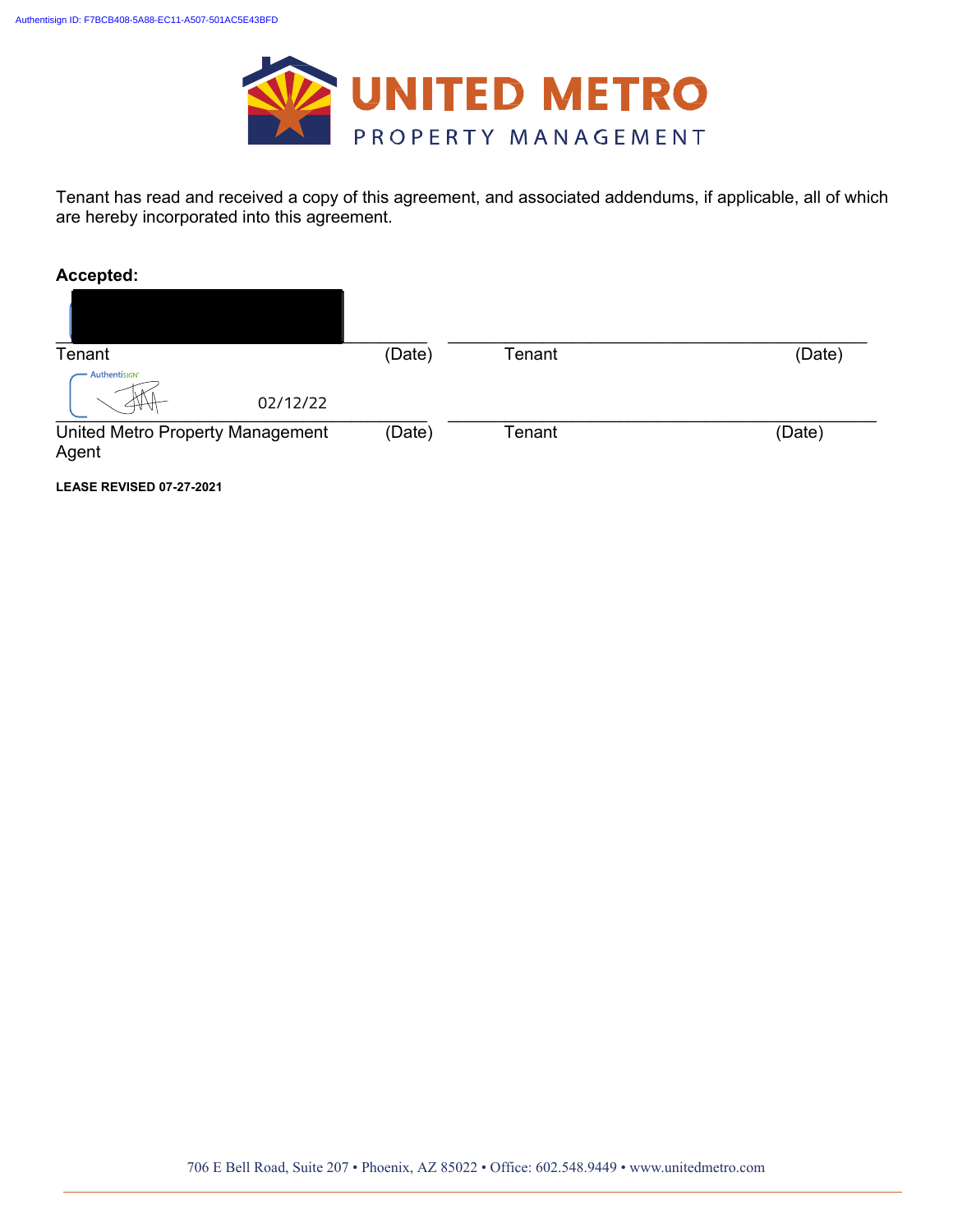Tenant has read and received a copy of this agreement, and associated addendums, if applicable, all of which are hereby incorporated into this agreement.

**Accepted:**

| | | | |
|---|---|---|---|
| Tenant | (Date) | Tenant | (Date) |
| 02/12/22 | | | |
| United Metro Property Management Agent | (Date) | Tenant | (Date) |

**LEASE REVISED 07-27-2021**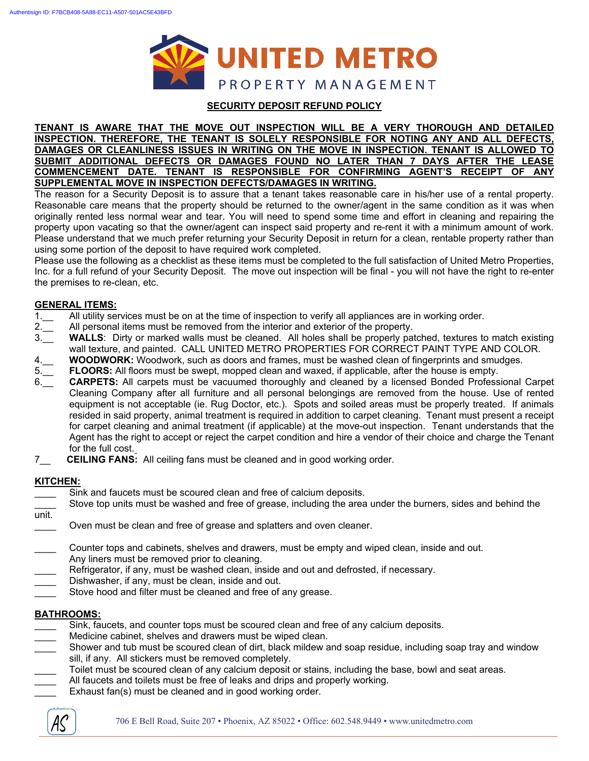# UNITED METRO PROPERTY MANAGEMENT

## SECURITY DEPOSIT REFUND POLICY

**TENANT IS AWARE THAT THE MOVE OUT INSPECTION WILL BE A VERY THOROUGH AND DETAILED INSPECTION. THEREFORE, THE TENANT IS SOLELY RESPONSIBLE FOR NOTING ANY AND ALL DEFECTS, DAMAGES OR CLEANLINESS ISSUES IN WRITING ON THE MOVE IN INSPECTION. TENANT IS ALLOWED TO SUBMIT ADDITIONAL DEFECTS OR DAMAGES FOUND NO LATER THAN 7 DAYS AFTER THE LEASE COMMENCEMENT DATE. TENANT IS RESPONSIBLE FOR CONFIRMING AGENT'S RECEIPT OF ANY SUPPLEMENTAL MOVE IN INSPECTION DEFECTS/DAMAGES IN WRITING.**

The reason for a Security Deposit is to assure that a tenant takes reasonable care in his/her use of a rental property. Reasonable care means that the property should be returned to the owner/agent in the same condition as it was when originally rented less normal wear and tear. You will need to spend some time and effort in cleaning and repairing the property upon vacating so that the owner/agent can inspect said property and re-rent it with a minimum amount of work. Please understand that we much prefer returning your Security Deposit in return for a clean, rentable property rather than using some portion of the deposit to have required work completed.

Please use the following as a checklist as these items must be completed to the full satisfaction of United Metro Properties, Inc. for a full refund of your Security Deposit. The move out inspection will be final - you will not have the right to re-enter the premises to re-clean, etc.

### GENERAL ITEMS:

1.__ All utility services must be on at the time of inspection to verify all appliances are in working order.

2.__ All personal items must be removed from the interior and exterior of the property.

3.__ **WALLS**: Dirty or marked walls must be cleaned. All holes shall be properly patched, textures to match existing wall texture, and painted. CALL UNITED METRO PROPERTIES FOR CORRECT PAINT TYPE AND COLOR.

4.__ **WOODWORK:** Woodwork, such as doors and frames, must be washed clean of fingerprints and smudges.

5.__ **FLOORS:** All floors must be swept, mopped clean and waxed, if applicable, after the house is empty.

6.__ **CARPETS:** All carpets must be vacuumed thoroughly and cleaned by a licensed Bonded Professional Carpet Cleaning Company after all furniture and all personal belongings are removed from the house. Use of rented equipment is not acceptable (ie. Rug Doctor, etc.). Spots and soiled areas must be properly treated. If animals resided in said property, animal treatment is required in addition to carpet cleaning. Tenant must present a receipt for carpet cleaning and animal treatment (if applicable) at the move-out inspection. Tenant understands that the Agent has the right to accept or reject the carpet condition and hire a vendor of their choice and charge the Tenant for the full cost.

7__ **CEILING FANS:** All ceiling fans must be cleaned and in good working order.

### KITCHEN:

____ Sink and faucets must be scoured clean and free of calcium deposits.

____ Stove top units must be washed and free of grease, including the area under the burners, sides and behind the unit.

____ Oven must be clean and free of grease and splatters and oven cleaner.

____ Counter tops and cabinets, shelves and drawers, must be empty and wiped clean, inside and out. Any liners must be removed prior to cleaning.

____ Refrigerator, if any, must be washed clean, inside and out and defrosted, if necessary.

____ Dishwasher, if any, must be clean, inside and out.

____ Stove hood and filter must be cleaned and free of any grease.

### BATHROOMS:

____ Sink, faucets, and counter tops must be scoured clean and free of any calcium deposits.

____ Medicine cabinet, shelves and drawers must be wiped clean.

____ Shower and tub must be scoured clean of dirt, black mildew and soap residue, including soap tray and window sill, if any. All stickers must be removed completely.

____ Toilet must be scoured clean of any calcium deposit or stains, including the base, bowl and seat areas.

____ All faucets and toilets must be free of leaks and drips and properly working.

____ Exhaust fan(s) must be cleaned and in good working order.

AS

706 E Bell Road, Suite 207 • Phoenix, AZ 85022 • Office: 602.548.9449 • www.unitedmetro.com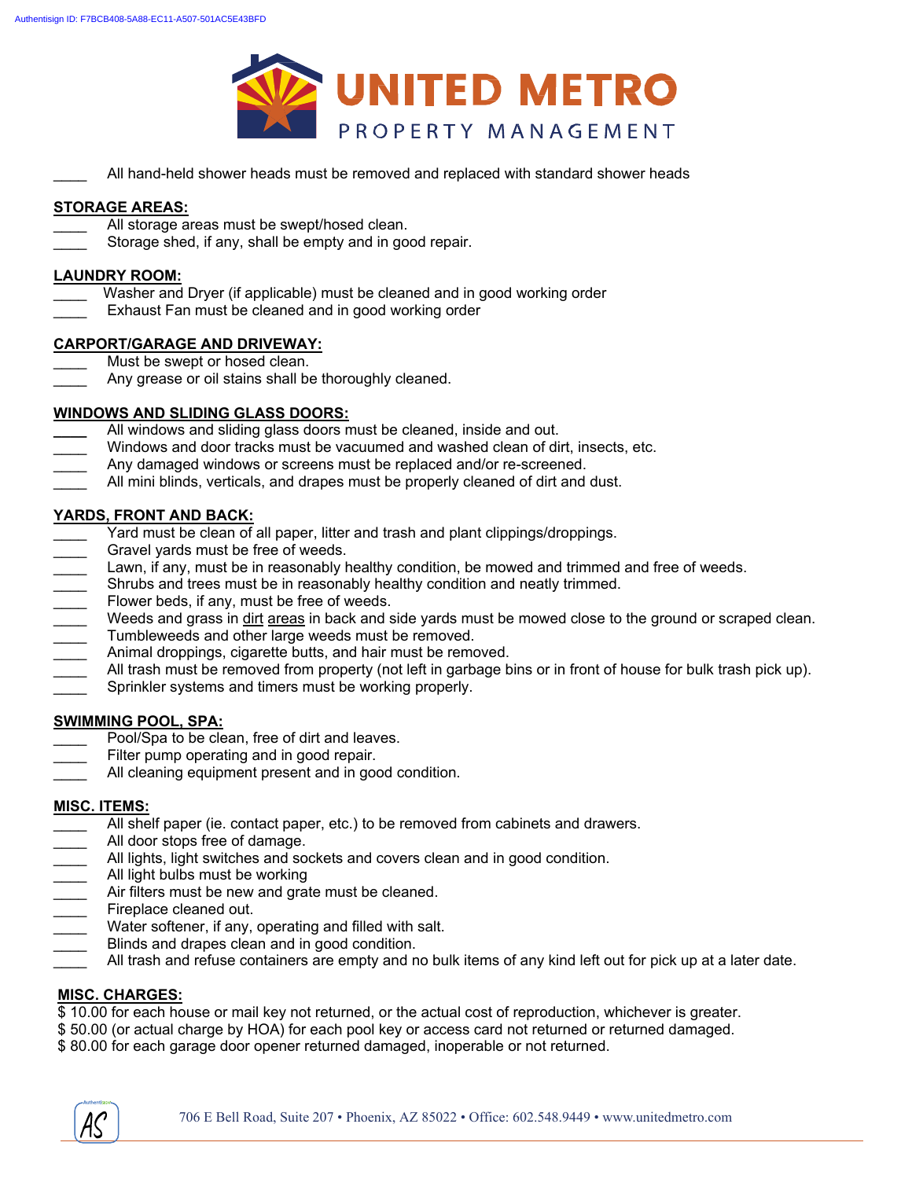____ All hand-held shower heads must be removed and replaced with standard shower heads

**STORAGE AREAS:**

____ All storage areas must be swept/hosed clean.
____ Storage shed, if any, shall be empty and in good repair.

**LAUNDRY ROOM:**

____ Washer and Dryer (if applicable) must be cleaned and in good working order
____ Exhaust Fan must be cleaned and in good working order

**CARPORT/GARAGE AND DRIVEWAY:**

____ Must be swept or hosed clean.
____ Any grease or oil stains shall be thoroughly cleaned.

**WINDOWS AND SLIDING GLASS DOORS:**

____ All windows and sliding glass doors must be cleaned, inside and out.
____ Windows and door tracks must be vacuumed and washed clean of dirt, insects, etc.
____ Any damaged windows or screens must be replaced and/or re-screened.
____ All mini blinds, verticals, and drapes must be properly cleaned of dirt and dust.

**YARDS, FRONT AND BACK:**

____ Yard must be clean of all paper, litter and trash and plant clippings/droppings.
____ Gravel yards must be free of weeds.
____ Lawn, if any, must be in reasonably healthy condition, be mowed and trimmed and free of weeds.
____ Shrubs and trees must be in reasonably healthy condition and neatly trimmed.
____ Flower beds, if any, must be free of weeds.
____ Weeds and grass in dirt areas in back and side yards must be mowed close to the ground or scraped clean.
____ Tumbleweeds and other large weeds must be removed.
____ Animal droppings, cigarette butts, and hair must be removed.
____ All trash must be removed from property (not left in garbage bins or in front of house for bulk trash pick up).
____ Sprinkler systems and timers must be working properly.

**SWIMMING POOL, SPA:**

____ Pool/Spa to be clean, free of dirt and leaves.
____ Filter pump operating and in good repair.
____ All cleaning equipment present and in good condition.

**MISC. ITEMS:**

____ All shelf paper (ie. contact paper, etc.) to be removed from cabinets and drawers.
____ All door stops free of damage.
____ All lights, light switches and sockets and covers clean and in good condition.
____ All light bulbs must be working
____ Air filters must be new and grate must be cleaned.
____ Fireplace cleaned out.
____ Water softener, if any, operating and filled with salt.
____ Blinds and drapes clean and in good condition.
____ All trash and refuse containers are empty and no bulk items of any kind left out for pick up at a later date.

**MISC. CHARGES:**

$ 10.00 for each house or mail key not returned, or the actual cost of reproduction, whichever is greater.
$ 50.00 (or actual charge by HOA) for each pool key or access card not returned or returned damaged.
$ 80.00 for each garage door opener returned damaged, inoperable or not returned.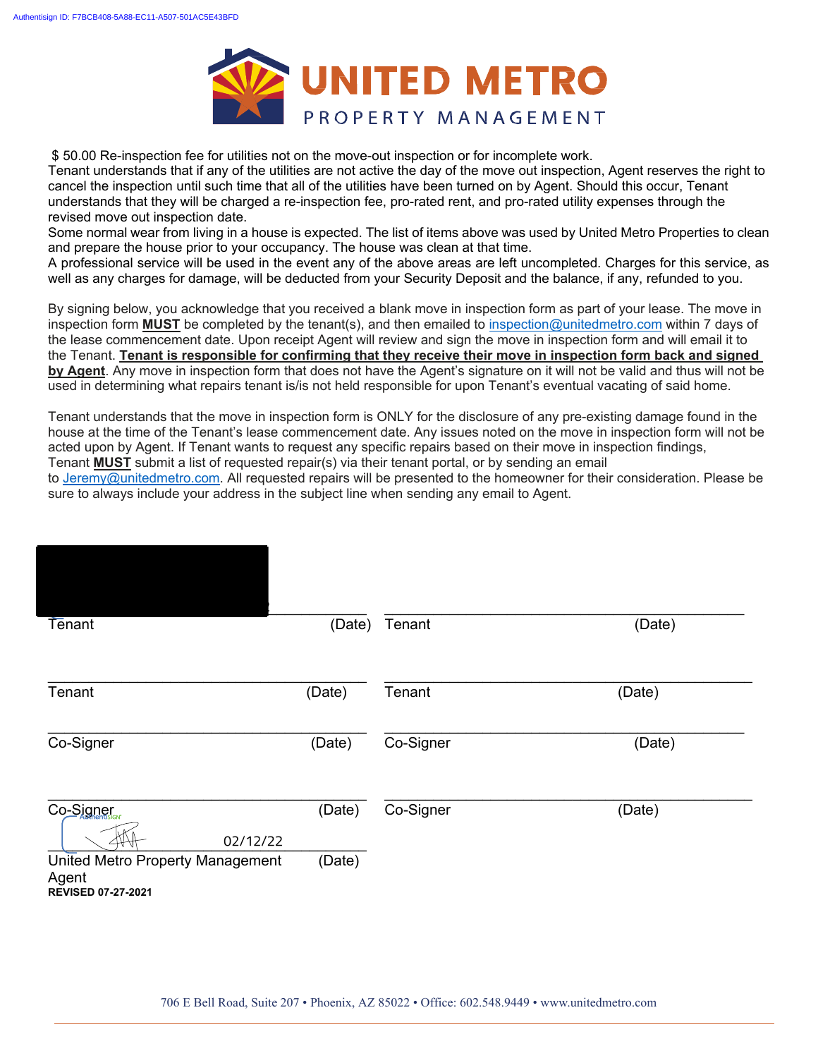Authentisign ID: F7BCB408-5A88-EC11-A507-501AC5E43BFD

**UNITED METRO**
PROPERTY MANAGEMENT

$ 50.00 Re-inspection fee for utilities not on the move-out inspection or for incomplete work.
Tenant understands that if any of the utilities are not active the day of the move out inspection, Agent reserves the right to cancel the inspection until such time that all of the utilities have been turned on by Agent. Should this occur, Tenant understands that they will be charged a re-inspection fee, pro-rated rent, and pro-rated utility expenses through the revised move out inspection date.
Some normal wear from living in a house is expected. The list of items above was used by United Metro Properties to clean and prepare the house prior to your occupancy. The house was clean at that time.
A professional service will be used in the event any of the above areas are left uncompleted. Charges for this service, as well as any charges for damage, will be deducted from your Security Deposit and the balance, if any, refunded to you.

By signing below, you acknowledge that you received a blank move in inspection form as part of your lease. The move in inspection form **MUST** be completed by the tenant(s), and then emailed to inspection@unitedmetro.com within 7 days of the lease commencement date. Upon receipt Agent will review and sign the move in inspection form and will email it to the Tenant. **Tenant is responsible for confirming that they receive their move in inspection form back and signed by Agent**. Any move in inspection form that does not have the Agent's signature on it will not be valid and thus will not be used in determining what repairs tenant is/is not held responsible for upon Tenant's eventual vacating of said home.

Tenant understands that the move in inspection form is ONLY for the disclosure of any pre-existing damage found in the house at the time of the Tenant's lease commencement date. Any issues noted on the move in inspection form will not be acted upon by Agent. If Tenant wants to request any specific repairs based on their move in inspection findings, Tenant **MUST** submit a list of requested repair(s) via their tenant portal, or by sending an email to Jeremy@unitedmetro.com. All requested repairs will be presented to the homeowner for their consideration. Please be sure to always include your address in the subject line when sending any email to Agent.

| | | | |
|---|---|---|---|
| Tenant | (Date) | Tenant | (Date) |
| Tenant | (Date) | Tenant | (Date) |
| Co-Signer | (Date) | Co-Signer | (Date) |
| Co-Signer | (Date) | Co-Signer | (Date) |

02/12/22

United Metro Property Management Agent (Date)

**REVISED 07-27-2021**

706 E Bell Road, Suite 207 • Phoenix, AZ 85022 • Office: 602.548.9449 • www.unitedmetro.com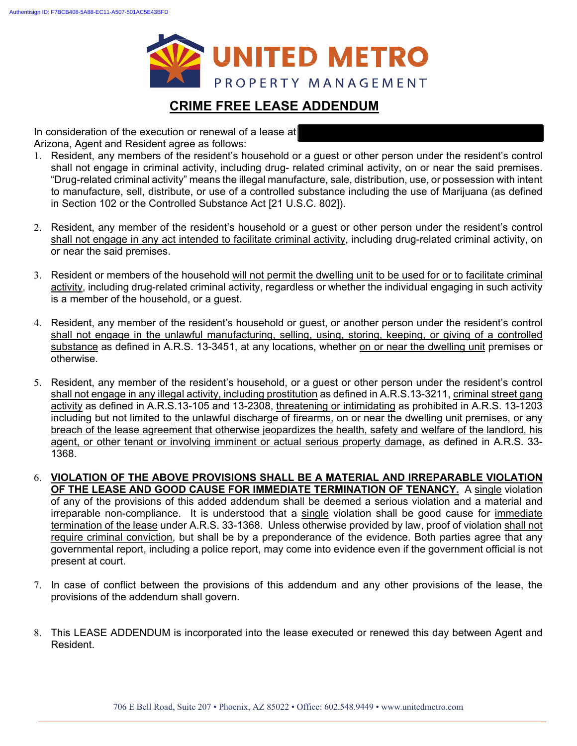Authentisign ID: F7BCB408-5A88-EC11-A507-501AC5E43BFD

UNITED METRO
PROPERTY MANAGEMENT

# CRIME FREE LEASE ADDENDUM

In consideration of the execution or renewal of a lease at [REDACTED] Arizona, Agent and Resident agree as follows:

1. Resident, any members of the resident's household or a guest or other person under the resident's control shall not engage in criminal activity, including drug- related criminal activity, on or near the said premises. "Drug-related criminal activity" means the illegal manufacture, sale, distribution, use, or possession with intent to manufacture, sell, distribute, or use of a controlled substance including the use of Marijuana (as defined in Section 102 or the Controlled Substance Act [21 U.S.C. 802]).

2. Resident, any member of the resident's household or a guest or other person under the resident's control shall not engage in any act intended to facilitate criminal activity, including drug-related criminal activity, on or near the said premises.

3. Resident or members of the household will not permit the dwelling unit to be used for or to facilitate criminal activity, including drug-related criminal activity, regardless or whether the individual engaging in such activity is a member of the household, or a guest.

4. Resident, any member of the resident's household or guest, or another person under the resident's control shall not engage in the unlawful manufacturing, selling, using, storing, keeping, or giving of a controlled substance as defined in A.R.S. 13-3451, at any locations, whether on or near the dwelling unit premises or otherwise.

5. Resident, any member of the resident's household, or a guest or other person under the resident's control shall not engage in any illegal activity, including prostitution as defined in A.R.S.13-3211, criminal street gang activity as defined in A.R.S.13-105 and 13-2308, threatening or intimidating as prohibited in A.R.S. 13-1203 including but not limited to the unlawful discharge of firearms, on or near the dwelling unit premises, or any breach of the lease agreement that otherwise jeopardizes the health, safety and welfare of the landlord, his agent, or other tenant or involving imminent or actual serious property damage, as defined in A.R.S. 33-1368.

6. **VIOLATION OF THE ABOVE PROVISIONS SHALL BE A MATERIAL AND IRREPARABLE VIOLATION OF THE LEASE AND GOOD CAUSE FOR IMMEDIATE TERMINATION OF TENANCY.** A single violation of any of the provisions of this added addendum shall be deemed a serious violation and a material and irreparable non-compliance. It is understood that a single violation shall be good cause for immediate termination of the lease under A.R.S. 33-1368. Unless otherwise provided by law, proof of violation shall not require criminal conviction, but shall be by a preponderance of the evidence. Both parties agree that any governmental report, including a police report, may come into evidence even if the government official is not present at court.

7. In case of conflict between the provisions of this addendum and any other provisions of the lease, the provisions of the addendum shall govern.

8. This LEASE ADDENDUM is incorporated into the lease executed or renewed this day between Agent and Resident.

706 E Bell Road, Suite 207 • Phoenix, AZ 85022 • Office: 602.548.9449 • www.unitedmetro.com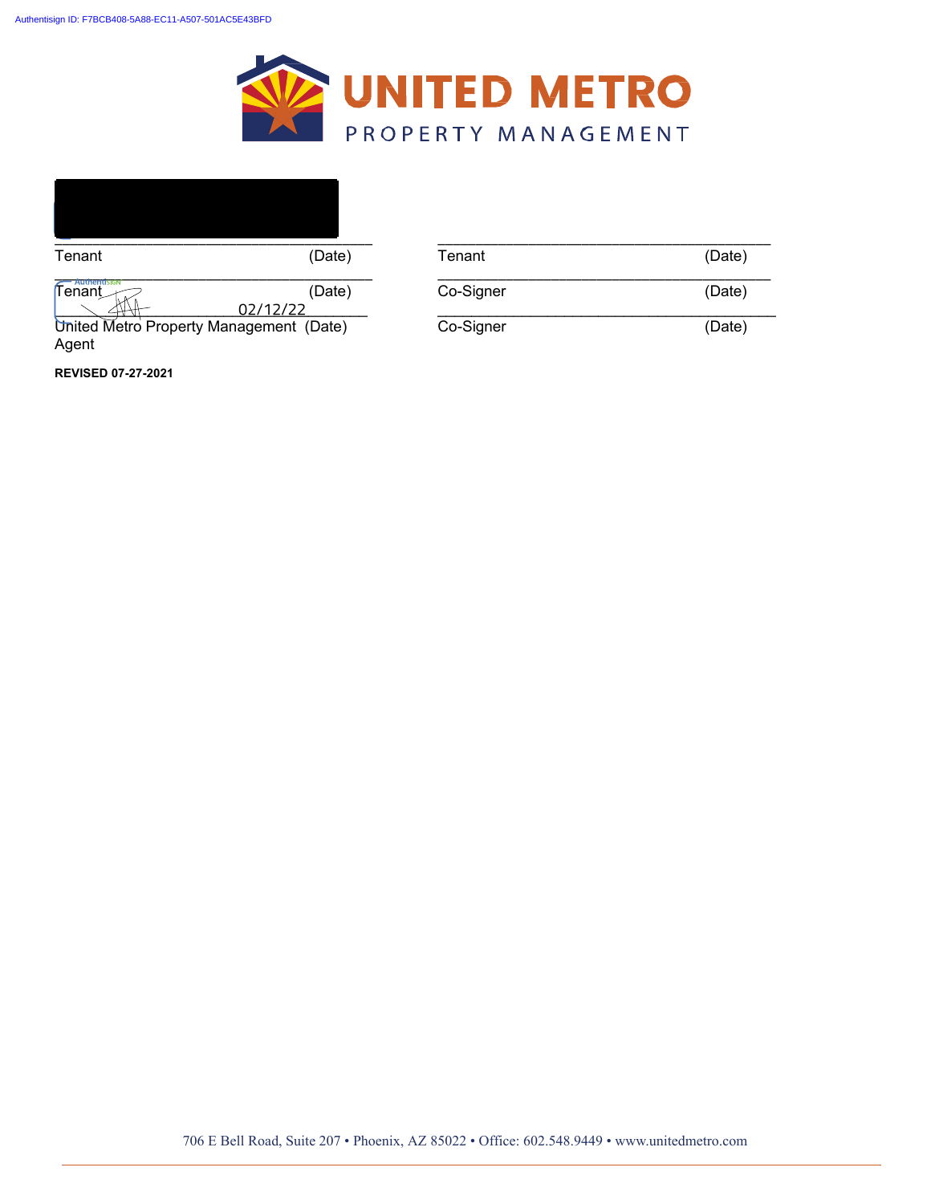**UNITED METRO**
PROPERTY MANAGEMENT

| | |
|---|---|
| ________________________________ | ________________________________ |
| Tenant (Date) | Tenant (Date) |
| ________________________________ | ________________________________ |
| Tenant (Date) | Co-Signer (Date) |
| ____________________ 02/12/22 | ________________________________ |
| United Metro Property Management (Date) Agent | Co-Signer (Date) |

**REVISED 07-27-2021**

706 E Bell Road, Suite 207 • Phoenix, AZ 85022 • Office: 602.548.9449 • www.unitedmetro.com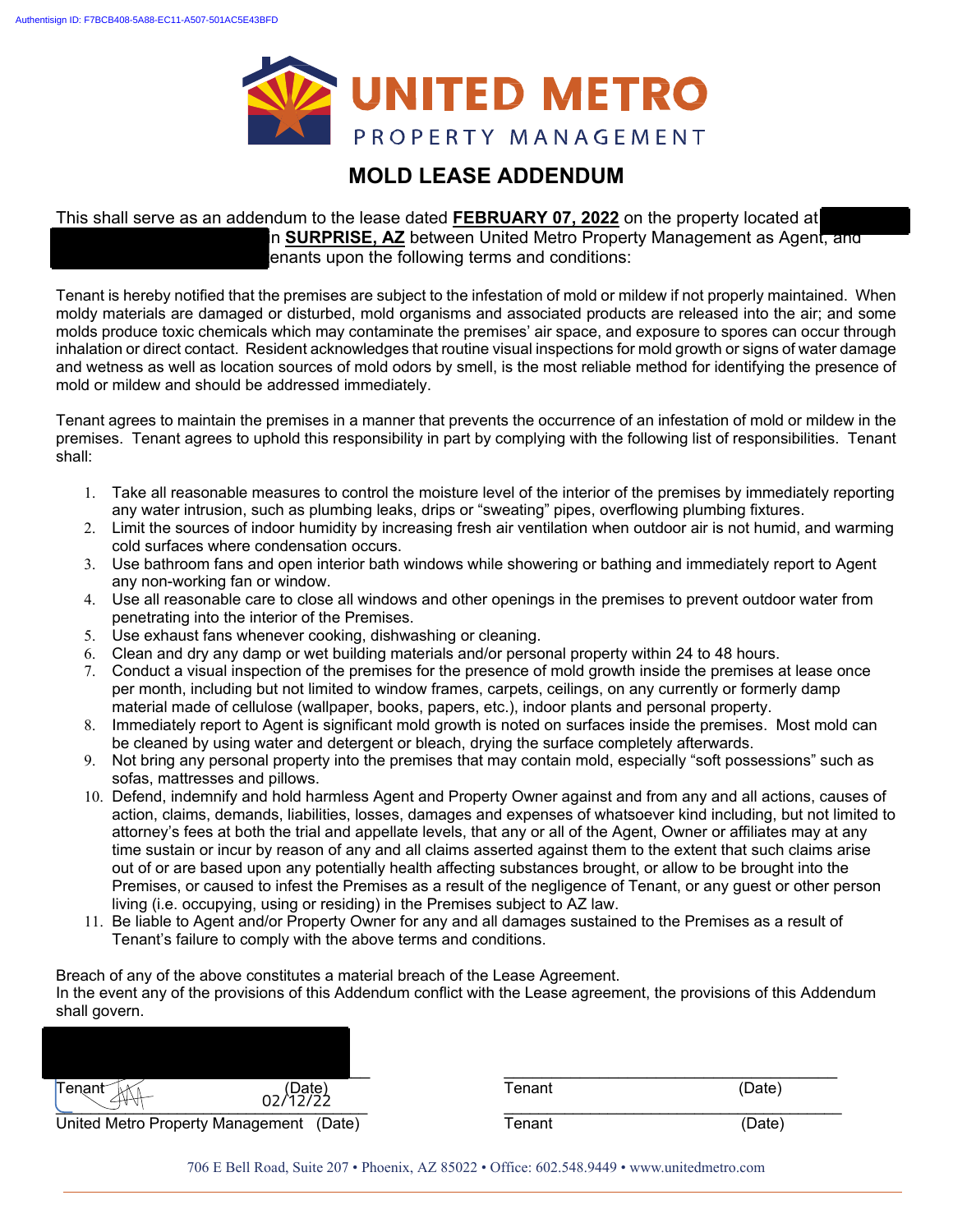# MOLD LEASE ADDENDUM

This shall serve as an addendum to the lease dated **FEBRUARY 07, 2022** on the property located at in **SURPRISE, AZ** between United Metro Property Management as Agent, and Tenants upon the following terms and conditions:

Tenant is hereby notified that the premises are subject to the infestation of mold or mildew if not properly maintained. When moldy materials are damaged or disturbed, mold organisms and associated products are released into the air; and some molds produce toxic chemicals which may contaminate the premises' air space, and exposure to spores can occur through inhalation or direct contact. Resident acknowledges that routine visual inspections for mold growth or signs of water damage and wetness as well as location sources of mold odors by smell, is the most reliable method for identifying the presence of mold or mildew and should be addressed immediately.

Tenant agrees to maintain the premises in a manner that prevents the occurrence of an infestation of mold or mildew in the premises. Tenant agrees to uphold this responsibility in part by complying with the following list of responsibilities. Tenant shall:

1. Take all reasonable measures to control the moisture level of the interior of the premises by immediately reporting any water intrusion, such as plumbing leaks, drips or "sweating" pipes, overflowing plumbing fixtures.
2. Limit the sources of indoor humidity by increasing fresh air ventilation when outdoor air is not humid, and warming cold surfaces where condensation occurs.
3. Use bathroom fans and open interior bath windows while showering or bathing and immediately report to Agent any non-working fan or window.
4. Use all reasonable care to close all windows and other openings in the premises to prevent outdoor water from penetrating into the interior of the Premises.
5. Use exhaust fans whenever cooking, dishwashing or cleaning.
6. Clean and dry any damp or wet building materials and/or personal property within 24 to 48 hours.
7. Conduct a visual inspection of the premises for the presence of mold growth inside the premises at lease once per month, including but not limited to window frames, carpets, ceilings, on any currently or formerly damp material made of cellulose (wallpaper, books, papers, etc.), indoor plants and personal property.
8. Immediately report to Agent is significant mold growth is noted on surfaces inside the premises. Most mold can be cleaned by using water and detergent or bleach, drying the surface completely afterwards.
9. Not bring any personal property into the premises that may contain mold, especially "soft possessions" such as sofas, mattresses and pillows.
10. Defend, indemnify and hold harmless Agent and Property Owner against and from any and all actions, causes of action, claims, demands, liabilities, losses, damages and expenses of whatsoever kind including, but not limited to attorney's fees at both the trial and appellate levels, that any or all of the Agent, Owner or affiliates may at any time sustain or incur by reason of any and all claims asserted against them to the extent that such claims arise out of or are based upon any potentially health affecting substances brought, or allow to be brought into the Premises, or caused to infest the Premises as a result of the negligence of Tenant, or any guest or other person living (i.e. occupying, using or residing) in the Premises subject to AZ law.
11. Be liable to Agent and/or Property Owner for any and all damages sustained to the Premises as a result of Tenant's failure to comply with the above terms and conditions.

Breach of any of the above constitutes a material breach of the Lease Agreement.
In the event any of the provisions of this Addendum conflict with the Lease agreement, the provisions of this Addendum shall govern.

Tenant (Date) 02/12/22

United Metro Property Management (Date)

Tenant (Date)

Tenant (Date)

706 E Bell Road, Suite 207 • Phoenix, AZ 85022 • Office: 602.548.9449 • www.unitedmetro.com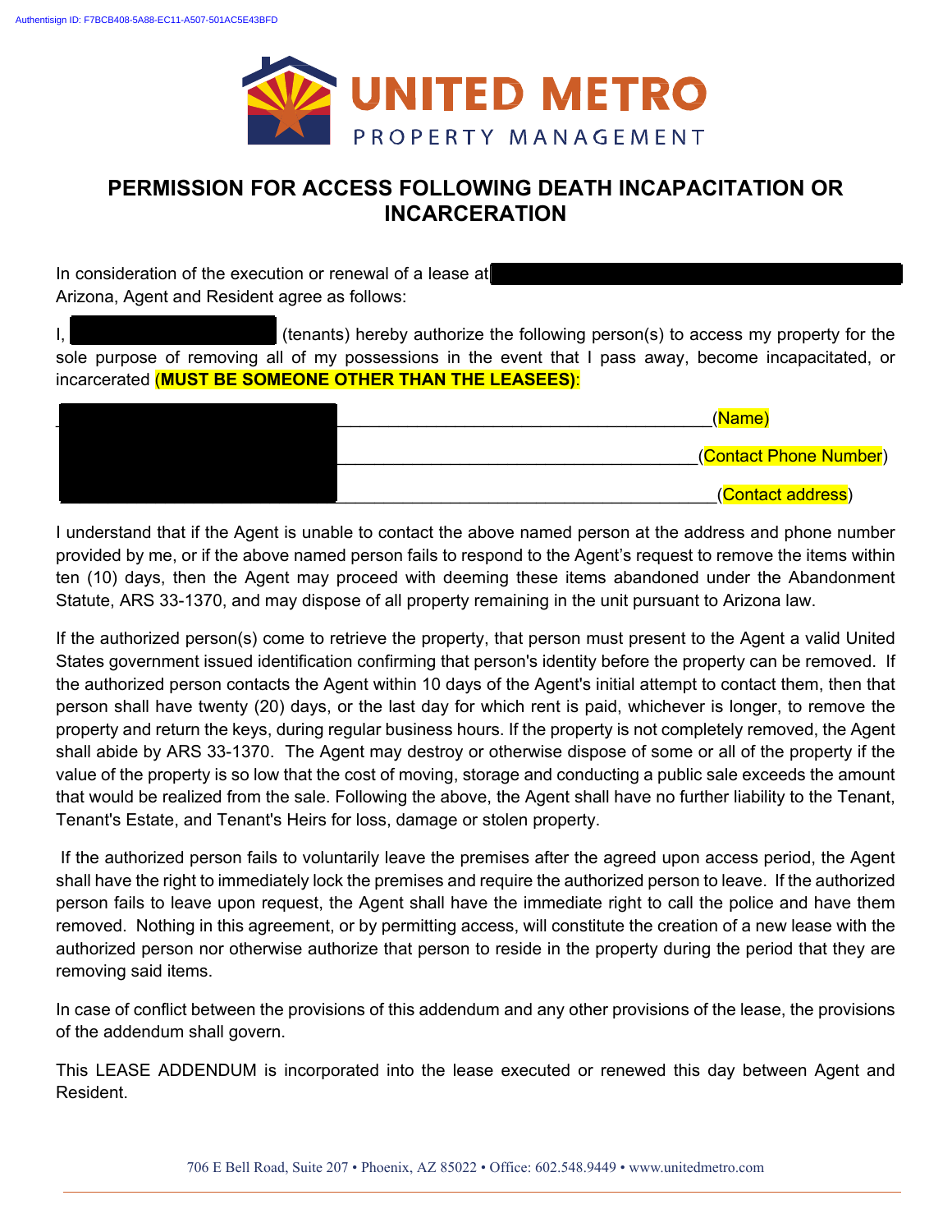# PERMISSION FOR ACCESS FOLLOWING DEATH INCAPACITATION OR INCARCERATION

In consideration of the execution or renewal of a lease at ______________________________ Arizona, Agent and Resident agree as follows:

I, ____________________ (tenants) hereby authorize the following person(s) to access my property for the sole purpose of removing all of my possessions in the event that I pass away, become incapacitated, or incarcerated **(MUST BE SOMEONE OTHER THAN THE LEASEES)**:

______________________________________________________________(Name)

______________________________________________________________(Contact Phone Number)

______________________________________________________________(Contact address)

I understand that if the Agent is unable to contact the above named person at the address and phone number provided by me, or if the above named person fails to respond to the Agent's request to remove the items within ten (10) days, then the Agent may proceed with deeming these items abandoned under the Abandonment Statute, ARS 33-1370, and may dispose of all property remaining in the unit pursuant to Arizona law.

If the authorized person(s) come to retrieve the property, that person must present to the Agent a valid United States government issued identification confirming that person's identity before the property can be removed. If the authorized person contacts the Agent within 10 days of the Agent's initial attempt to contact them, then that person shall have twenty (20) days, or the last day for which rent is paid, whichever is longer, to remove the property and return the keys, during regular business hours. If the property is not completely removed, the Agent shall abide by ARS 33-1370. The Agent may destroy or otherwise dispose of some or all of the property if the value of the property is so low that the cost of moving, storage and conducting a public sale exceeds the amount that would be realized from the sale. Following the above, the Agent shall have no further liability to the Tenant, Tenant's Estate, and Tenant's Heirs for loss, damage or stolen property.

If the authorized person fails to voluntarily leave the premises after the agreed upon access period, the Agent shall have the right to immediately lock the premises and require the authorized person to leave. If the authorized person fails to leave upon request, the Agent shall have the immediate right to call the police and have them removed. Nothing in this agreement, or by permitting access, will constitute the creation of a new lease with the authorized person nor otherwise authorize that person to reside in the property during the period that they are removing said items.

In case of conflict between the provisions of this addendum and any other provisions of the lease, the provisions of the addendum shall govern.

This LEASE ADDENDUM is incorporated into the lease executed or renewed this day between Agent and Resident.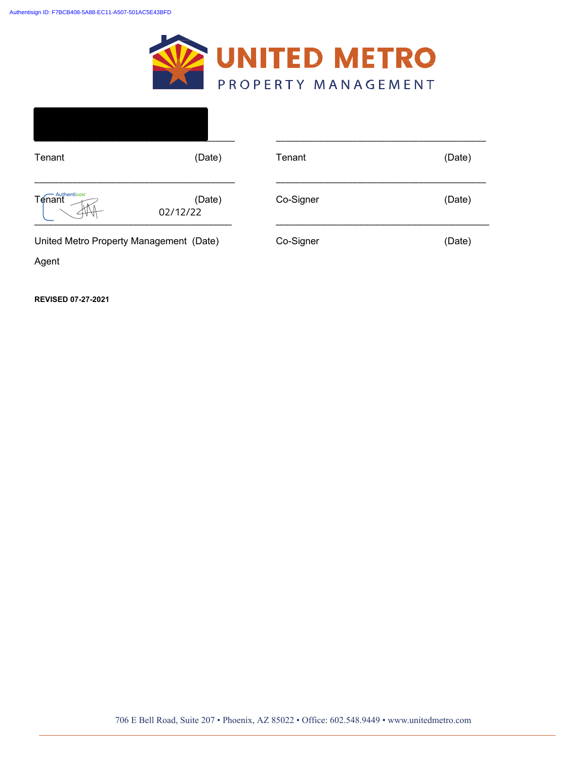UNITED METRO

PROPERTY MANAGEMENT

| | |
|---|---|
| \_\_\_\_\_\_\_\_\_\_\_\_\_\_\_\_\_\_\_\_\_\_\_\_\_\_\_\_\_\_ | \_\_\_\_\_\_\_\_\_\_\_\_\_\_\_\_\_\_\_\_\_\_\_\_\_\_\_\_\_\_ |
| Tenant (Date) | Tenant (Date) |
| \_\_\_\_\_\_\_\_\_\_\_\_\_\_\_\_\_\_\_\_\_\_\_\_\_\_\_\_\_\_ | \_\_\_\_\_\_\_\_\_\_\_\_\_\_\_\_\_\_\_\_\_\_\_\_\_\_\_\_\_\_ |
| Tenant (Date) 02/12/22 | Co-Signer (Date) |
| \_\_\_\_\_\_\_\_\_\_\_\_\_\_\_\_\_\_\_\_\_\_\_\_\_\_\_\_\_\_ | \_\_\_\_\_\_\_\_\_\_\_\_\_\_\_\_\_\_\_\_\_\_\_\_\_\_\_\_\_\_ |
| United Metro Property Management (Date) Agent | Co-Signer (Date) |

**REVISED 07-27-2021**

706 E Bell Road, Suite 207 • Phoenix, AZ 85022 • Office: 602.548.9449 • www.unitedmetro.com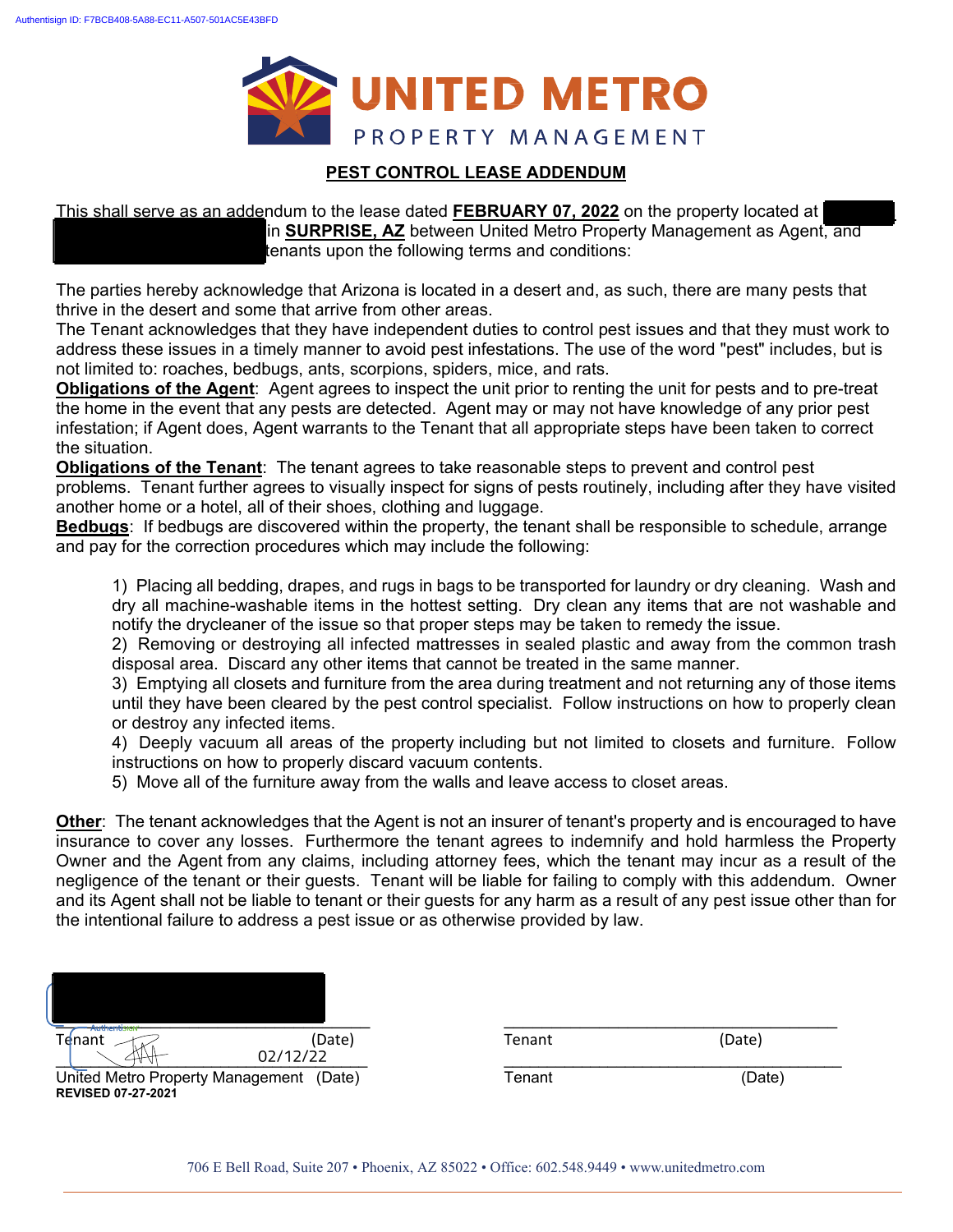Authentisign ID: F7BCB408-5A88-EC11-A507-501AC5E43BFD

UNITED METRO PROPERTY MANAGEMENT

## PEST CONTROL LEASE ADDENDUM

This shall serve as an addendum to the lease dated **FEBRUARY 07, 2022** on the property located at in **SURPRISE, AZ** between United Metro Property Management as Agent, and tenants upon the following terms and conditions:

The parties hereby acknowledge that Arizona is located in a desert and, as such, there are many pests that thrive in the desert and some that arrive from other areas.
The Tenant acknowledges that they have independent duties to control pest issues and that they must work to address these issues in a timely manner to avoid pest infestations. The use of the word "pest" includes, but is not limited to: roaches, bedbugs, ants, scorpions, spiders, mice, and rats.
**Obligations of the Agent**: Agent agrees to inspect the unit prior to renting the unit for pests and to pre-treat the home in the event that any pests are detected. Agent may or may not have knowledge of any prior pest infestation; if Agent does, Agent warrants to the Tenant that all appropriate steps have been taken to correct the situation.
**Obligations of the Tenant**: The tenant agrees to take reasonable steps to prevent and control pest problems. Tenant further agrees to visually inspect for signs of pests routinely, including after they have visited another home or a hotel, all of their shoes, clothing and luggage.
**Bedbugs**: If bedbugs are discovered within the property, the tenant shall be responsible to schedule, arrange and pay for the correction procedures which may include the following:

1) Placing all bedding, drapes, and rugs in bags to be transported for laundry or dry cleaning. Wash and dry all machine-washable items in the hottest setting. Dry clean any items that are not washable and notify the drycleaner of the issue so that proper steps may be taken to remedy the issue.
2) Removing or destroying all infected mattresses in sealed plastic and away from the common trash disposal area. Discard any other items that cannot be treated in the same manner.
3) Emptying all closets and furniture from the area during treatment and not returning any of those items until they have been cleared by the pest control specialist. Follow instructions on how to properly clean or destroy any infected items.
4) Deeply vacuum all areas of the property including but not limited to closets and furniture. Follow instructions on how to properly discard vacuum contents.
5) Move all of the furniture away from the walls and leave access to closet areas.

**Other**: The tenant acknowledges that the Agent is not an insurer of tenant's property and is encouraged to have insurance to cover any losses. Furthermore the tenant agrees to indemnify and hold harmless the Property Owner and the Agent from any claims, including attorney fees, which the tenant may incur as a result of the negligence of the tenant or their guests. Tenant will be liable for failing to comply with this addendum. Owner and its Agent shall not be liable to tenant or their guests for any harm as a result of any pest issue other than for the intentional failure to address a pest issue or as otherwise provided by law.

| | |
|---|---|
| \_\_\_\_\_\_\_\_\_\_\_\_\_\_\_\_\_\_\_\_\_\_\_\_\_\_\_\_\_ | \_\_\_\_\_\_\_\_\_\_\_\_\_\_\_\_\_\_\_\_\_\_\_\_\_\_\_\_\_ |
| Tenant (Date) | Tenant (Date) |
| 02/12/22 | \_\_\_\_\_\_\_\_\_\_\_\_\_\_\_\_\_\_\_\_\_\_\_\_\_\_\_\_\_ |
| United Metro Property Management (Date) | Tenant (Date) |

**REVISED 07-27-2021**

706 E Bell Road, Suite 207 • Phoenix, AZ 85022 • Office: 602.548.9449 • www.unitedmetro.com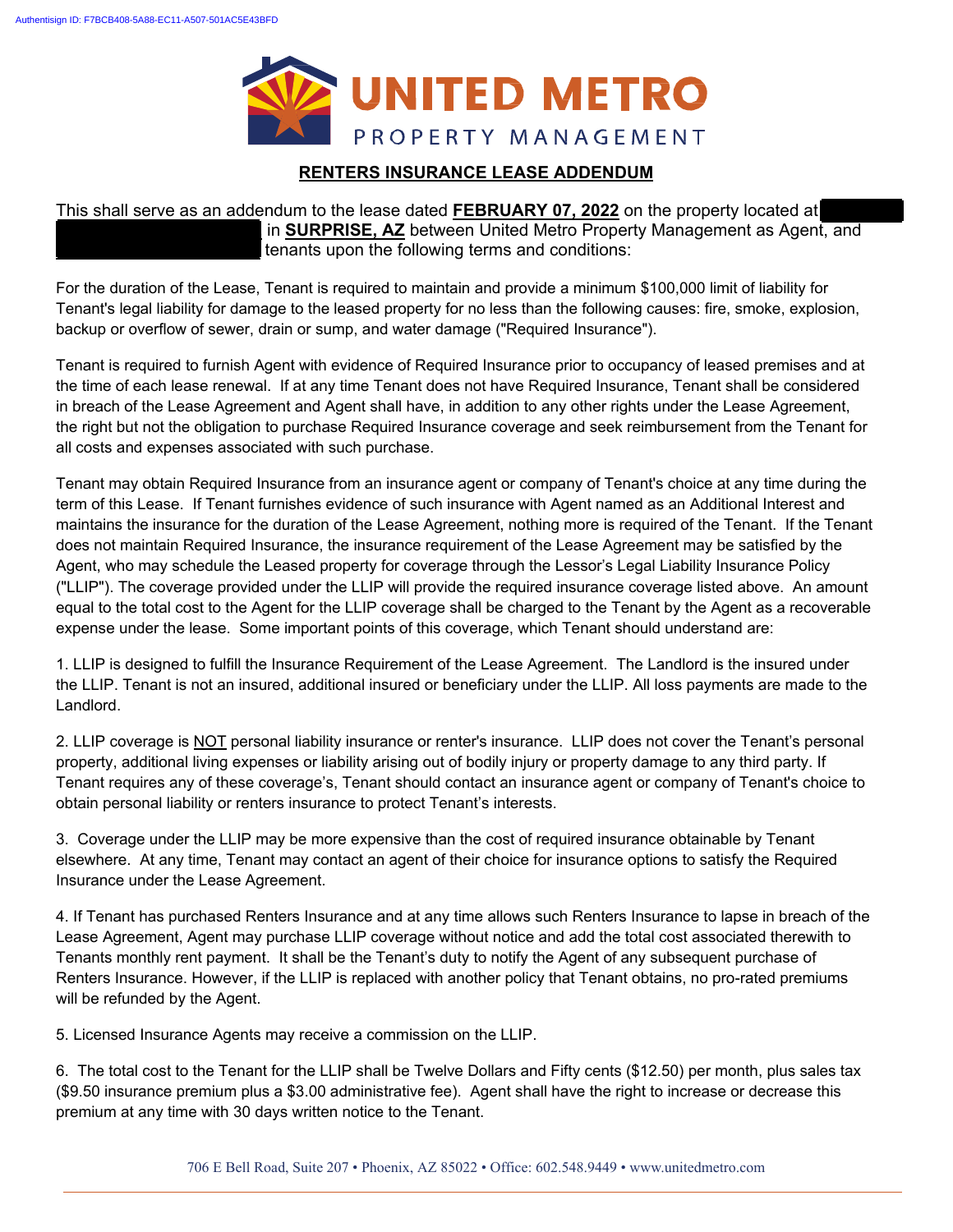Authentisign ID: F7BCB408-5A88-EC11-A507-501AC5E43BFD

UNITED METRO
PROPERTY MANAGEMENT

## RENTERS INSURANCE LEASE ADDENDUM

This shall serve as an addendum to the lease dated **FEBRUARY 07, 2022** on the property located at in **SURPRISE, AZ** between United Metro Property Management as Agent, and tenants upon the following terms and conditions:

For the duration of the Lease, Tenant is required to maintain and provide a minimum $100,000 limit of liability for Tenant's legal liability for damage to the leased property for no less than the following causes: fire, smoke, explosion, backup or overflow of sewer, drain or sump, and water damage ("Required Insurance").

Tenant is required to furnish Agent with evidence of Required Insurance prior to occupancy of leased premises and at the time of each lease renewal. If at any time Tenant does not have Required Insurance, Tenant shall be considered in breach of the Lease Agreement and Agent shall have, in addition to any other rights under the Lease Agreement, the right but not the obligation to purchase Required Insurance coverage and seek reimbursement from the Tenant for all costs and expenses associated with such purchase.

Tenant may obtain Required Insurance from an insurance agent or company of Tenant's choice at any time during the term of this Lease. If Tenant furnishes evidence of such insurance with Agent named as an Additional Interest and maintains the insurance for the duration of the Lease Agreement, nothing more is required of the Tenant. If the Tenant does not maintain Required Insurance, the insurance requirement of the Lease Agreement may be satisfied by the Agent, who may schedule the Leased property for coverage through the Lessor's Legal Liability Insurance Policy ("LLIP"). The coverage provided under the LLIP will provide the required insurance coverage listed above. An amount equal to the total cost to the Agent for the LLIP coverage shall be charged to the Tenant by the Agent as a recoverable expense under the lease. Some important points of this coverage, which Tenant should understand are:

1. LLIP is designed to fulfill the Insurance Requirement of the Lease Agreement. The Landlord is the insured under the LLIP. Tenant is not an insured, additional insured or beneficiary under the LLIP. All loss payments are made to the Landlord.

2. LLIP coverage is <u>NOT</u> personal liability insurance or renter's insurance. LLIP does not cover the Tenant's personal property, additional living expenses or liability arising out of bodily injury or property damage to any third party. If Tenant requires any of these coverage's, Tenant should contact an insurance agent or company of Tenant's choice to obtain personal liability or renters insurance to protect Tenant's interests.

3. Coverage under the LLIP may be more expensive than the cost of required insurance obtainable by Tenant elsewhere. At any time, Tenant may contact an agent of their choice for insurance options to satisfy the Required Insurance under the Lease Agreement.

4. If Tenant has purchased Renters Insurance and at any time allows such Renters Insurance to lapse in breach of the Lease Agreement, Agent may purchase LLIP coverage without notice and add the total cost associated therewith to Tenants monthly rent payment. It shall be the Tenant's duty to notify the Agent of any subsequent purchase of Renters Insurance. However, if the LLIP is replaced with another policy that Tenant obtains, no pro-rated premiums will be refunded by the Agent.

5. Licensed Insurance Agents may receive a commission on the LLIP.

6. The total cost to the Tenant for the LLIP shall be Twelve Dollars and Fifty cents ($12.50) per month, plus sales tax ($9.50 insurance premium plus a $3.00 administrative fee). Agent shall have the right to increase or decrease this premium at any time with 30 days written notice to the Tenant.

706 E Bell Road, Suite 207 • Phoenix, AZ 85022 • Office: 602.548.9449 • www.unitedmetro.com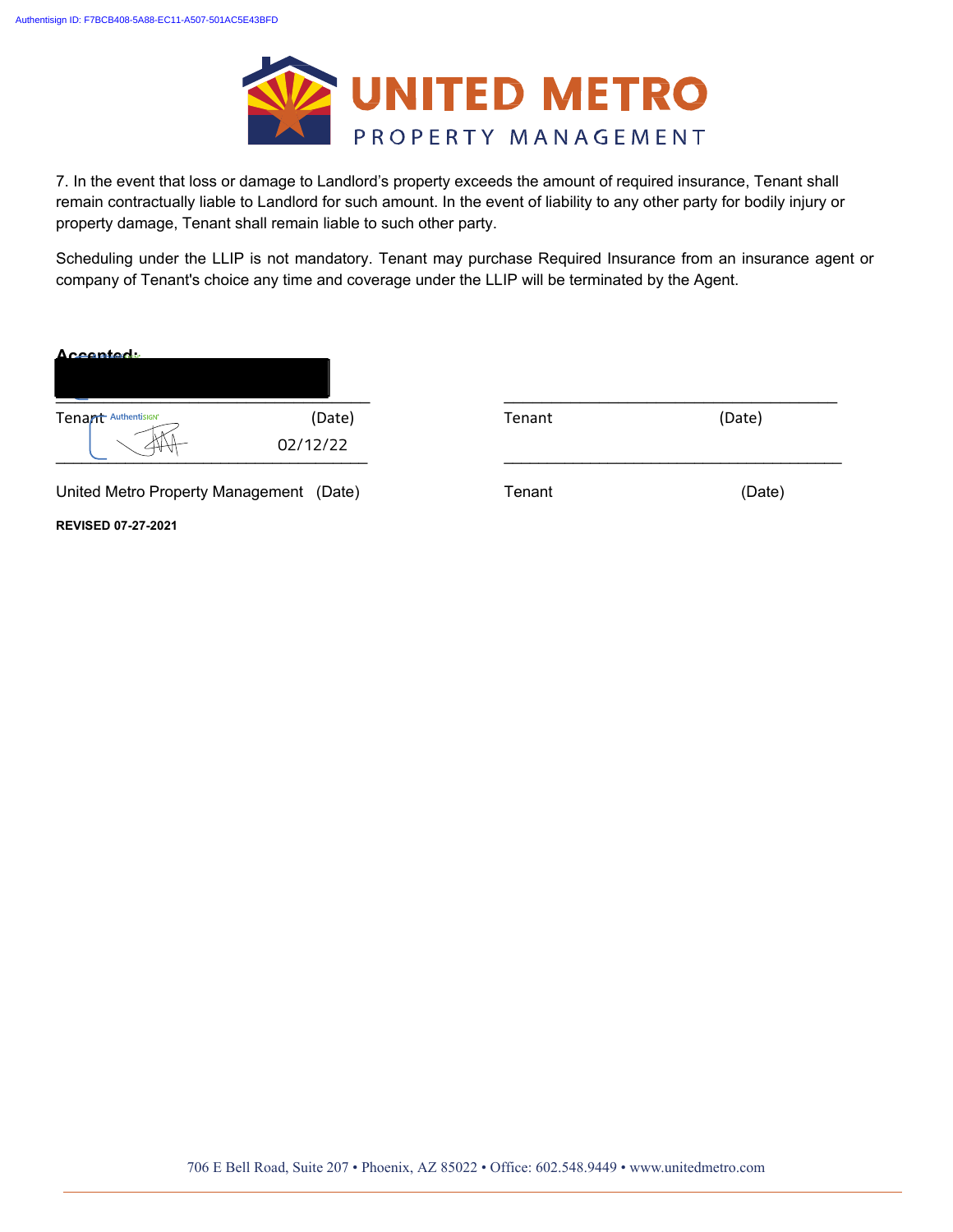7. In the event that loss or damage to Landlord's property exceeds the amount of required insurance, Tenant shall remain contractually liable to Landlord for such amount. In the event of liability to any other party for bodily injury or property damage, Tenant shall remain liable to such other party.

Scheduling under the LLIP is not mandatory. Tenant may purchase Required Insurance from an insurance agent or company of Tenant's choice any time and coverage under the LLIP will be terminated by the Agent.

**Accepted:**

| | |
|---|---|
| ______________________________________ | ______________________________________ |
| Tenant (Date) | Tenant (Date) |
| 02/12/22 | |
| ______________________________________ | ______________________________________ |
| United Metro Property Management (Date) | Tenant (Date) |

**REVISED 07-27-2021**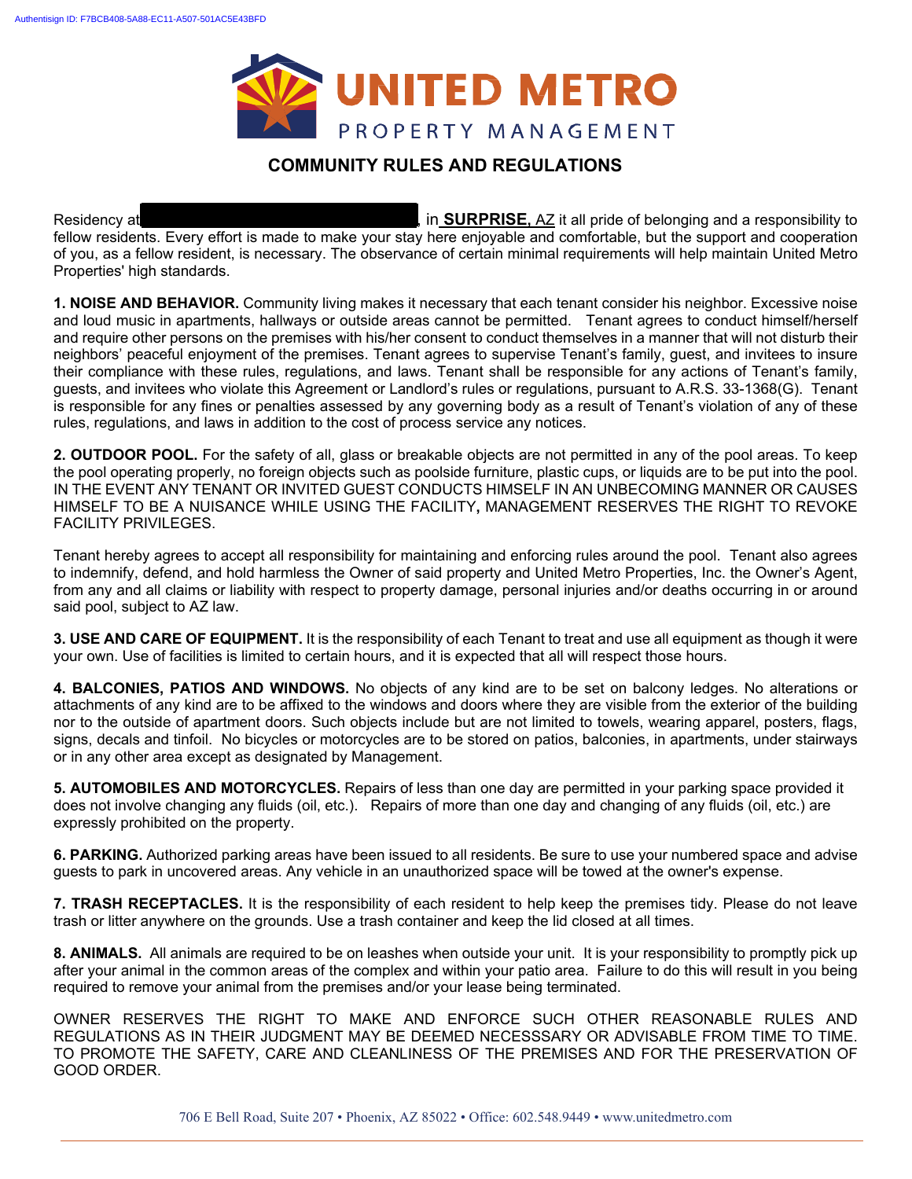UNITED METRO
PROPERTY MANAGEMENT

## COMMUNITY RULES AND REGULATIONS

Residency at ██████████████████, in **SURPRISE,** AZ it all pride of belonging and a responsibility to fellow residents. Every effort is made to make your stay here enjoyable and comfortable, but the support and cooperation of you, as a fellow resident, is necessary. The observance of certain minimal requirements will help maintain United Metro Properties' high standards.

**1. NOISE AND BEHAVIOR.** Community living makes it necessary that each tenant consider his neighbor. Excessive noise and loud music in apartments, hallways or outside areas cannot be permitted. Tenant agrees to conduct himself/herself and require other persons on the premises with his/her consent to conduct themselves in a manner that will not disturb their neighbors' peaceful enjoyment of the premises. Tenant agrees to supervise Tenant's family, guest, and invitees to insure their compliance with these rules, regulations, and laws. Tenant shall be responsible for any actions of Tenant's family, guests, and invitees who violate this Agreement or Landlord's rules or regulations, pursuant to A.R.S. 33-1368(G). Tenant is responsible for any fines or penalties assessed by any governing body as a result of Tenant's violation of any of these rules, regulations, and laws in addition to the cost of process service any notices.

**2. OUTDOOR POOL.** For the safety of all, glass or breakable objects are not permitted in any of the pool areas. To keep the pool operating properly, no foreign objects such as poolside furniture, plastic cups, or liquids are to be put into the pool. IN THE EVENT ANY TENANT OR INVITED GUEST CONDUCTS HIMSELF IN AN UNBECOMING MANNER OR CAUSES HIMSELF TO BE A NUISANCE WHILE USING THE FACILITY**,** MANAGEMENT RESERVES THE RIGHT TO REVOKE FACILITY PRIVILEGES.

Tenant hereby agrees to accept all responsibility for maintaining and enforcing rules around the pool. Tenant also agrees to indemnify, defend, and hold harmless the Owner of said property and United Metro Properties, Inc. the Owner's Agent, from any and all claims or liability with respect to property damage, personal injuries and/or deaths occurring in or around said pool, subject to AZ law.

**3. USE AND CARE OF EQUIPMENT.** It is the responsibility of each Tenant to treat and use all equipment as though it were your own. Use of facilities is limited to certain hours, and it is expected that all will respect those hours.

**4. BALCONIES, PATIOS AND WINDOWS.** No objects of any kind are to be set on balcony ledges. No alterations or attachments of any kind are to be affixed to the windows and doors where they are visible from the exterior of the building nor to the outside of apartment doors. Such objects include but are not limited to towels, wearing apparel, posters, flags, signs, decals and tinfoil. No bicycles or motorcycles are to be stored on patios, balconies, in apartments, under stairways or in any other area except as designated by Management.

**5. AUTOMOBILES AND MOTORCYCLES.** Repairs of less than one day are permitted in your parking space provided it does not involve changing any fluids (oil, etc.). Repairs of more than one day and changing of any fluids (oil, etc.) are expressly prohibited on the property.

**6. PARKING.** Authorized parking areas have been issued to all residents. Be sure to use your numbered space and advise guests to park in uncovered areas. Any vehicle in an unauthorized space will be towed at the owner's expense.

**7. TRASH RECEPTACLES.** It is the responsibility of each resident to help keep the premises tidy. Please do not leave trash or litter anywhere on the grounds. Use a trash container and keep the lid closed at all times.

**8. ANIMALS.** All animals are required to be on leashes when outside your unit. It is your responsibility to promptly pick up after your animal in the common areas of the complex and within your patio area. Failure to do this will result in you being required to remove your animal from the premises and/or your lease being terminated.

OWNER RESERVES THE RIGHT TO MAKE AND ENFORCE SUCH OTHER REASONABLE RULES AND REGULATIONS AS IN THEIR JUDGMENT MAY BE DEEMED NECESSSARY OR ADVISABLE FROM TIME TO TIME. TO PROMOTE THE SAFETY, CARE AND CLEANLINESS OF THE PREMISES AND FOR THE PRESERVATION OF GOOD ORDER.

706 E Bell Road, Suite 207 • Phoenix, AZ 85022 • Office: 602.548.9449 • www.unitedmetro.com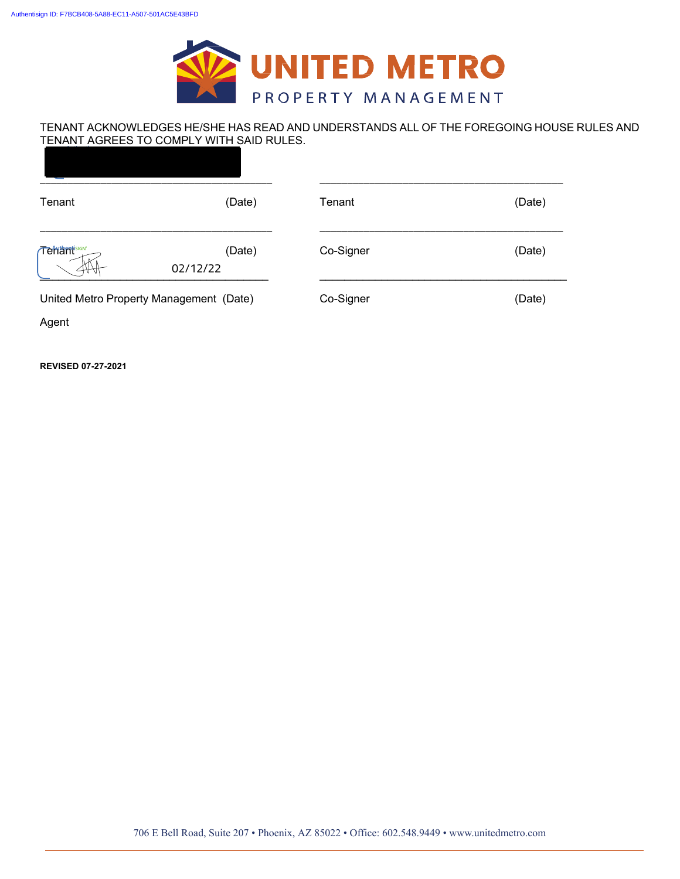TENANT ACKNOWLEDGES HE/SHE HAS READ AND UNDERSTANDS ALL OF THE FOREGOING HOUSE RULES AND TENANT AGREES TO COMPLY WITH SAID RULES.

| | | | |
|---|---|---|---|
| _______________________ | | _______________________ | |
| Tenant | (Date) | Tenant | (Date) |
| _______________________ | | _______________________ | |
| Tenant | (Date) | Co-Signer | (Date) |
| | 02/12/22 | _______________________ | |
| United Metro Property Management Agent | (Date) | Co-Signer | (Date) |

**REVISED 07-27-2021**

706 E Bell Road, Suite 207 • Phoenix, AZ 85022 • Office: 602.548.9449 • www.unitedmetro.com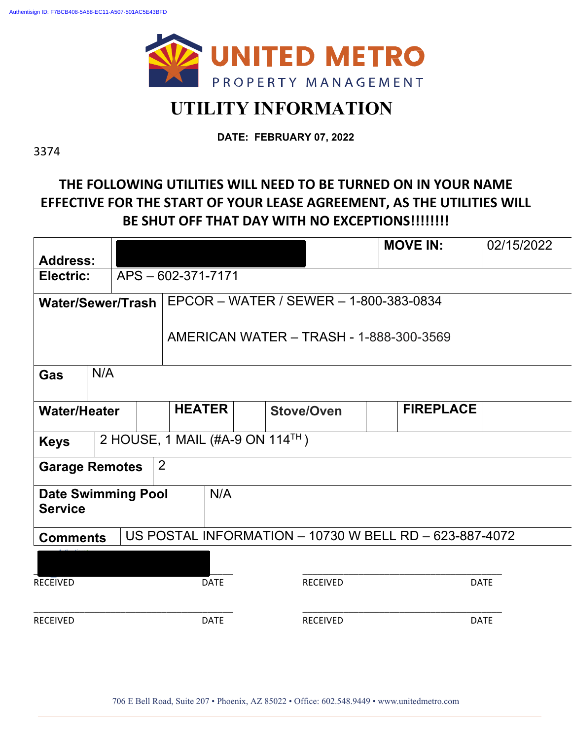Authentisign ID: F7BCB408-5A88-EC11-A507-501AC5E43BFD

UNITED METRO
PROPERTY MANAGEMENT

# UTILITY INFORMATION

**DATE: FEBRUARY 07, 2022**

3374

**THE FOLLOWING UTILITIES WILL NEED TO BE TURNED ON IN YOUR NAME EFFECTIVE FOR THE START OF YOUR LEASE AGREEMENT, AS THE UTILITIES WILL BE SHUT OFF THAT DAY WITH NO EXCEPTIONS!!!!!!!!**

| | | | |
|---|---|---|---|
| **Address:** | | **MOVE IN:** | 02/15/2022 |
| **Electric:** | APS – 602-371-7171 | | |
| **Water/Sewer/Trash** | EPCOR – WATER / SEWER – 1-800-383-0834<br><br>AMERICAN WATER – TRASH - 1-888-300-3569 | | |
| **Gas** | N/A | | |

| | | | | | | | |
|---|---|---|---|---|---|---|---|
| **Water/Heater** | | **HEATER** | | **Stove/Oven** | | **FIREPLACE** | |

| | |
|---|---|
| **Keys** | 2 HOUSE, 1 MAIL (#A-9 ON 114$^{TH}$ ) |
| **Garage Remotes** | 2 |
| **Date Swimming Pool Service** | N/A |
| **Comments** | US POSTAL INFORMATION – 10730 W BELL RD – 623-887-4072 |

RECEIVED ______________________ DATE &nbsp;&nbsp;&nbsp;&nbsp; RECEIVED ______________________ DATE

RECEIVED ______________________ DATE &nbsp;&nbsp;&nbsp;&nbsp; RECEIVED ______________________ DATE

706 E Bell Road, Suite 207 • Phoenix, AZ 85022 • Office: 602.548.9449 • www.unitedmetro.com